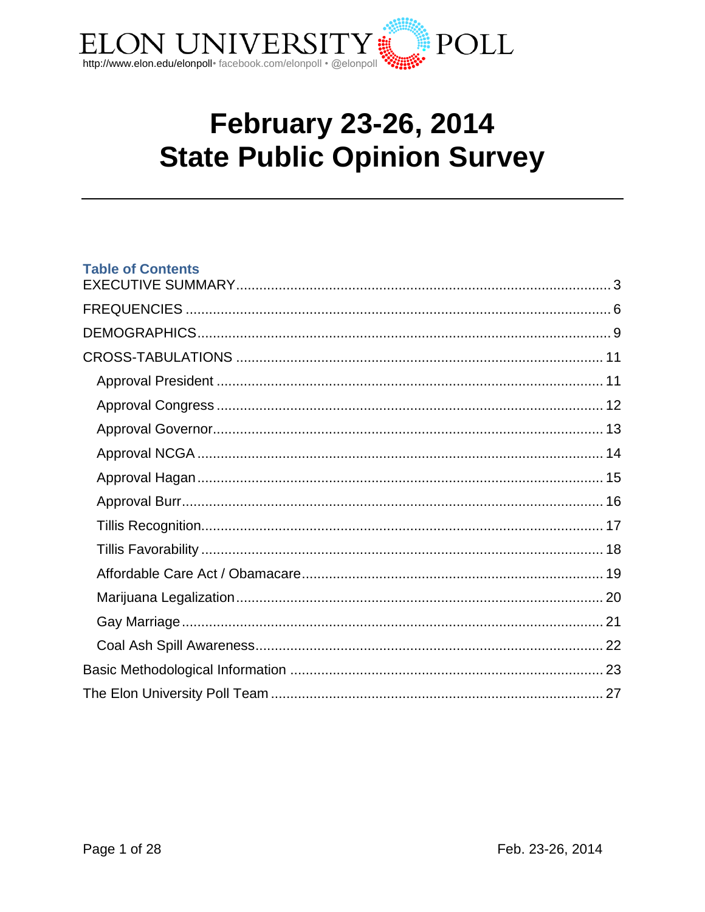ELON UNIVERSITY POLL

http://www.elon.edu/elonpoll • facebook.com/elonpoll • @elonpoll

# February 23-26, 2014
# State Public Opinion Survey

---

## Table of Contents

EXECUTIVE SUMMARY ........ 3

FREQUENCIES ........ 6

DEMOGRAPHICS ........ 9

CROSS-TABULATIONS ........ 11

- Approval President ........ 11
- Approval Congress ........ 12
- Approval Governor ........ 13
- Approval NCGA ........ 14
- Approval Hagan ........ 15
- Approval Burr ........ 16
- Tillis Recognition ........ 17
- Tillis Favorability ........ 18
- Affordable Care Act / Obamacare ........ 19
- Marijuana Legalization ........ 20
- Gay Marriage ........ 21
- Coal Ash Spill Awareness ........ 22

Basic Methodological Information ........ 23

The Elon University Poll Team ........ 27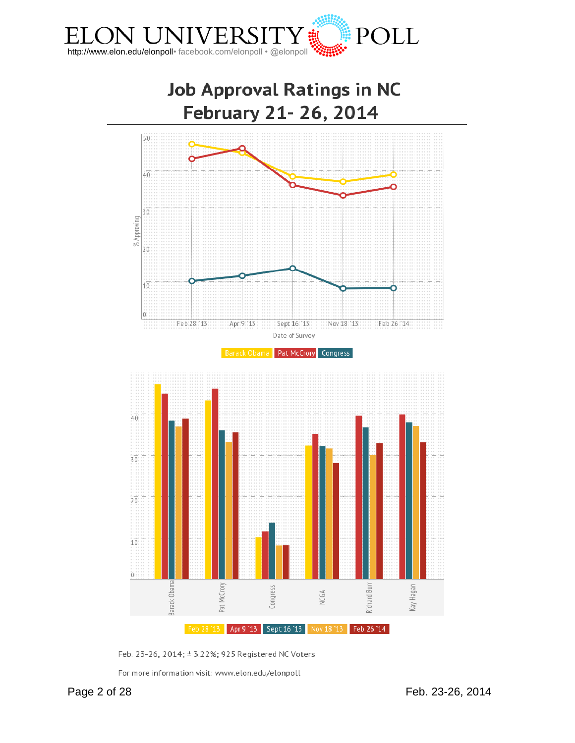# Job Approval Ratings in NC
# February 21- 26, 2014

% Approving

Feb 28 '13 | Apr 9 '13 | Sept 16 '13 | Nov 18 '13 | Feb 26 '14

Date of Survey

Barack Obama | Pat McCrory | Congress

Barack Obama | Pat McCrory | Congress | NCGA | Richard Burr | Kay Hagan

Feb 28 '13 | Apr 9 '13 | Sept 16 '13 | Nov 18 '13 | Feb 26 '14

Feb. 23-26, 2014; ± 3.22%; 925 Registered NC Voters

For more information visit: www.elon.edu/elonpoll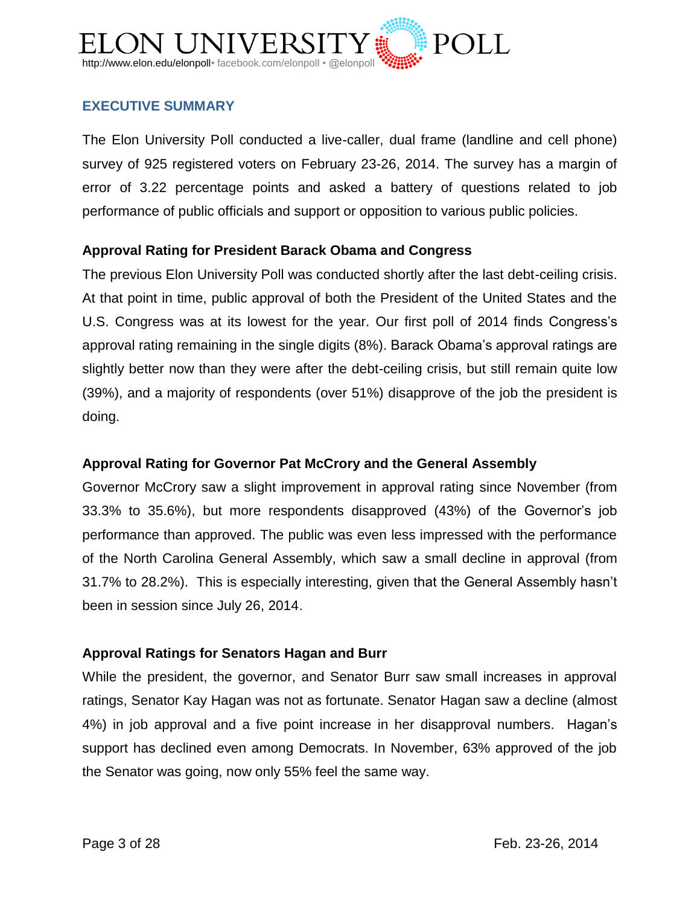## EXECUTIVE SUMMARY

The Elon University Poll conducted a live-caller, dual frame (landline and cell phone) survey of 925 registered voters on February 23-26, 2014. The survey has a margin of error of 3.22 percentage points and asked a battery of questions related to job performance of public officials and support or opposition to various public policies.

### Approval Rating for President Barack Obama and Congress

The previous Elon University Poll was conducted shortly after the last debt-ceiling crisis. At that point in time, public approval of both the President of the United States and the U.S. Congress was at its lowest for the year. Our first poll of 2014 finds Congress's approval rating remaining in the single digits (8%). Barack Obama's approval ratings are slightly better now than they were after the debt-ceiling crisis, but still remain quite low (39%), and a majority of respondents (over 51%) disapprove of the job the president is doing.

### Approval Rating for Governor Pat McCrory and the General Assembly

Governor McCrory saw a slight improvement in approval rating since November (from 33.3% to 35.6%), but more respondents disapproved (43%) of the Governor's job performance than approved. The public was even less impressed with the performance of the North Carolina General Assembly, which saw a small decline in approval (from 31.7% to 28.2%). This is especially interesting, given that the General Assembly hasn't been in session since July 26, 2014.

### Approval Ratings for Senators Hagan and Burr

While the president, the governor, and Senator Burr saw small increases in approval ratings, Senator Kay Hagan was not as fortunate. Senator Hagan saw a decline (almost 4%) in job approval and a five point increase in her disapproval numbers. Hagan's support has declined even among Democrats. In November, 63% approved of the job the Senator was going, now only 55% feel the same way.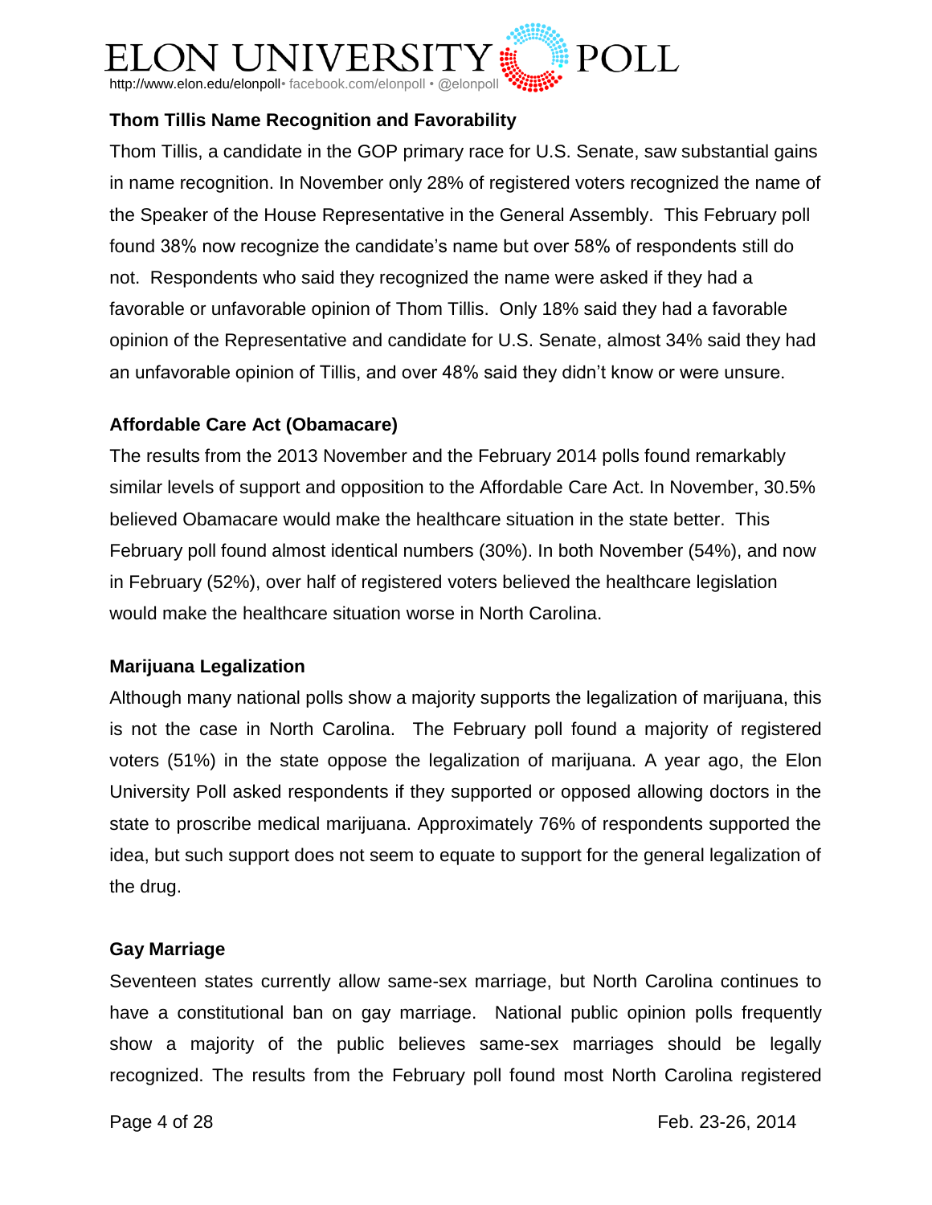### Thom Tillis Name Recognition and Favorability

Thom Tillis, a candidate in the GOP primary race for U.S. Senate, saw substantial gains in name recognition. In November only 28% of registered voters recognized the name of the Speaker of the House Representative in the General Assembly. This February poll found 38% now recognize the candidate's name but over 58% of respondents still do not. Respondents who said they recognized the name were asked if they had a favorable or unfavorable opinion of Thom Tillis. Only 18% said they had a favorable opinion of the Representative and candidate for U.S. Senate, almost 34% said they had an unfavorable opinion of Tillis, and over 48% said they didn't know or were unsure.

### Affordable Care Act (Obamacare)

The results from the 2013 November and the February 2014 polls found remarkably similar levels of support and opposition to the Affordable Care Act. In November, 30.5% believed Obamacare would make the healthcare situation in the state better. This February poll found almost identical numbers (30%). In both November (54%), and now in February (52%), over half of registered voters believed the healthcare legislation would make the healthcare situation worse in North Carolina.

### Marijuana Legalization

Although many national polls show a majority supports the legalization of marijuana, this is not the case in North Carolina. The February poll found a majority of registered voters (51%) in the state oppose the legalization of marijuana. A year ago, the Elon University Poll asked respondents if they supported or opposed allowing doctors in the state to proscribe medical marijuana. Approximately 76% of respondents supported the idea, but such support does not seem to equate to support for the general legalization of the drug.

### Gay Marriage

Seventeen states currently allow same-sex marriage, but North Carolina continues to have a constitutional ban on gay marriage. National public opinion polls frequently show a majority of the public believes same-sex marriages should be legally recognized. The results from the February poll found most North Carolina registered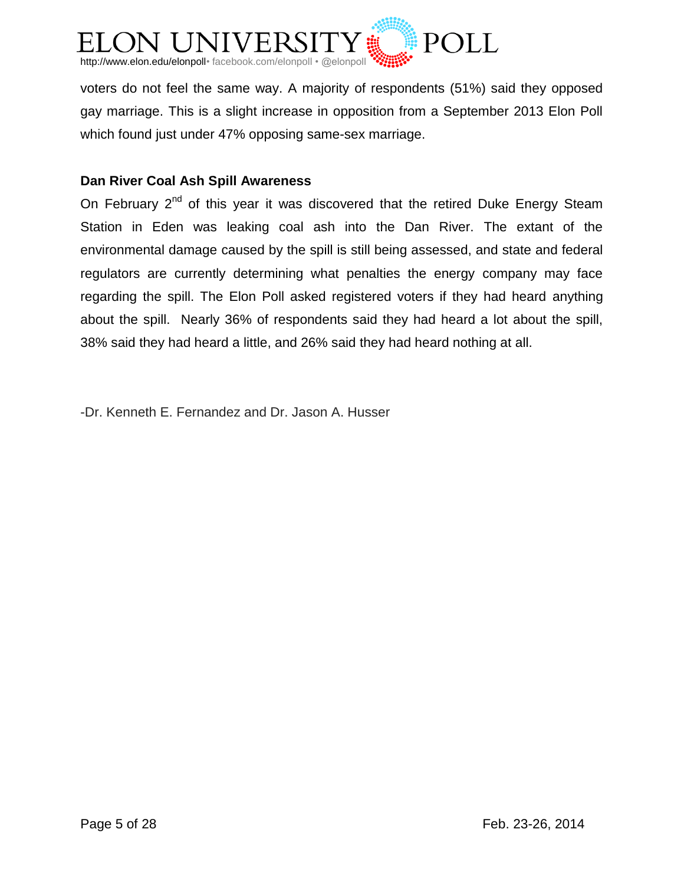voters do not feel the same way. A majority of respondents (51%) said they opposed gay marriage. This is a slight increase in opposition from a September 2013 Elon Poll which found just under 47% opposing same-sex marriage.

**Dan River Coal Ash Spill Awareness**

On February 2nd of this year it was discovered that the retired Duke Energy Steam Station in Eden was leaking coal ash into the Dan River. The extant of the environmental damage caused by the spill is still being assessed, and state and federal regulators are currently determining what penalties the energy company may face regarding the spill. The Elon Poll asked registered voters if they had heard anything about the spill. Nearly 36% of respondents said they had heard a lot about the spill, 38% said they had heard a little, and 26% said they had heard nothing at all.

-Dr. Kenneth E. Fernandez and Dr. Jason A. Husser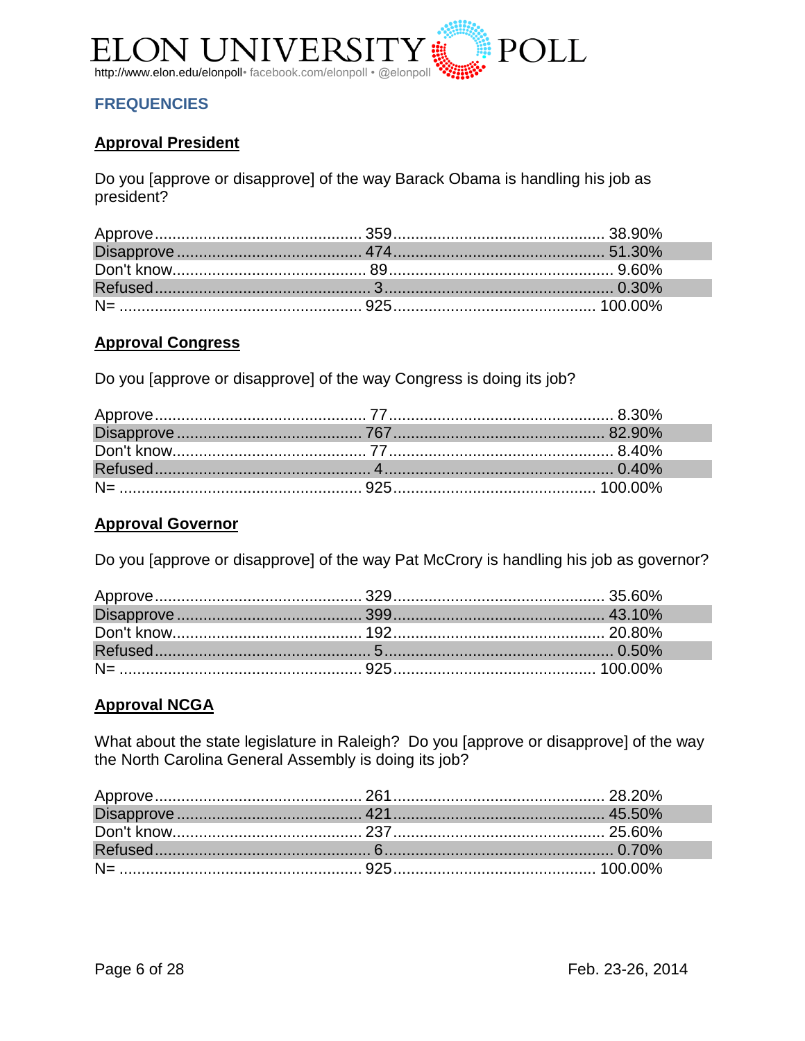## FREQUENCIES

### Approval President

Do you [approve or disapprove] of the way Barack Obama is handling his job as president?

| Response | Count | Percent |
|---|---|---|
| Approve | 359 | 38.90% |
| Disapprove | 474 | 51.30% |
| Don't know | 89 | 9.60% |
| Refused | 3 | 0.30% |
| N= | 925 | 100.00% |

### Approval Congress

Do you [approve or disapprove] of the way Congress is doing its job?

| Response | Count | Percent |
|---|---|---|
| Approve | 77 | 8.30% |
| Disapprove | 767 | 82.90% |
| Don't know | 77 | 8.40% |
| Refused | 4 | 0.40% |
| N= | 925 | 100.00% |

### Approval Governor

Do you [approve or disapprove] of the way Pat McCrory is handling his job as governor?

| Response | Count | Percent |
|---|---|---|
| Approve | 329 | 35.60% |
| Disapprove | 399 | 43.10% |
| Don't know | 192 | 20.80% |
| Refused | 5 | 0.50% |
| N= | 925 | 100.00% |

### Approval NCGA

What about the state legislature in Raleigh? Do you [approve or disapprove] of the way the North Carolina General Assembly is doing its job?

| Response | Count | Percent |
|---|---|---|
| Approve | 261 | 28.20% |
| Disapprove | 421 | 45.50% |
| Don't know | 237 | 25.60% |
| Refused | 6 | 0.70% |
| N= | 925 | 100.00% |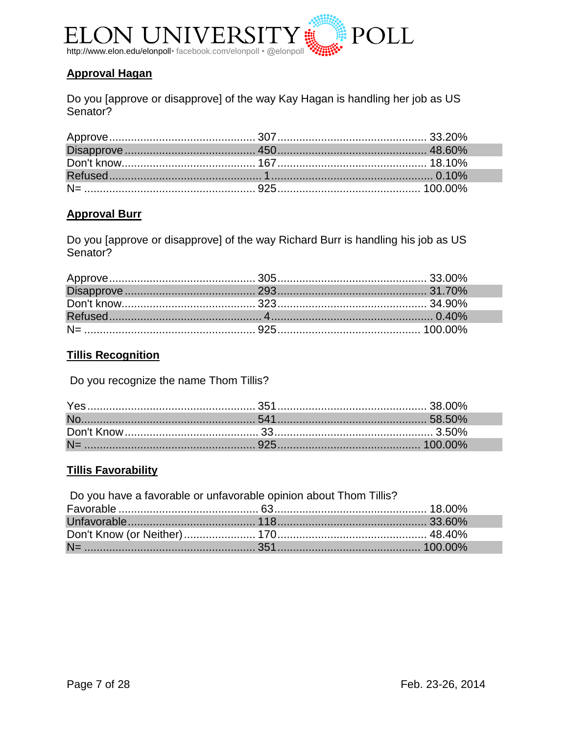## Approval Hagan

Do you [approve or disapprove] of the way Kay Hagan is handling her job as US Senator?

| Response | Count | Percent |
|---|---|---|
| Approve | 307 | 33.20% |
| Disapprove | 450 | 48.60% |
| Don't know | 167 | 18.10% |
| Refused | 1 | 0.10% |
| N= | 925 | 100.00% |

## Approval Burr

Do you [approve or disapprove] of the way Richard Burr is handling his job as US Senator?

| Response | Count | Percent |
|---|---|---|
| Approve | 305 | 33.00% |
| Disapprove | 293 | 31.70% |
| Don't know | 323 | 34.90% |
| Refused | 4 | 0.40% |
| N= | 925 | 100.00% |

## Tillis Recognition

Do you recognize the name Thom Tillis?

| Response | Count | Percent |
|---|---|---|
| Yes | 351 | 38.00% |
| No | 541 | 58.50% |
| Don't Know | 33 | 3.50% |
| N= | 925 | 100.00% |

## Tillis Favorability

Do you have a favorable or unfavorable opinion about Thom Tillis?

| Response | Count | Percent |
|---|---|---|
| Favorable | 63 | 18.00% |
| Unfavorable | 118 | 33.60% |
| Don't Know (or Neither) | 170 | 48.40% |
| N= | 351 | 100.00% |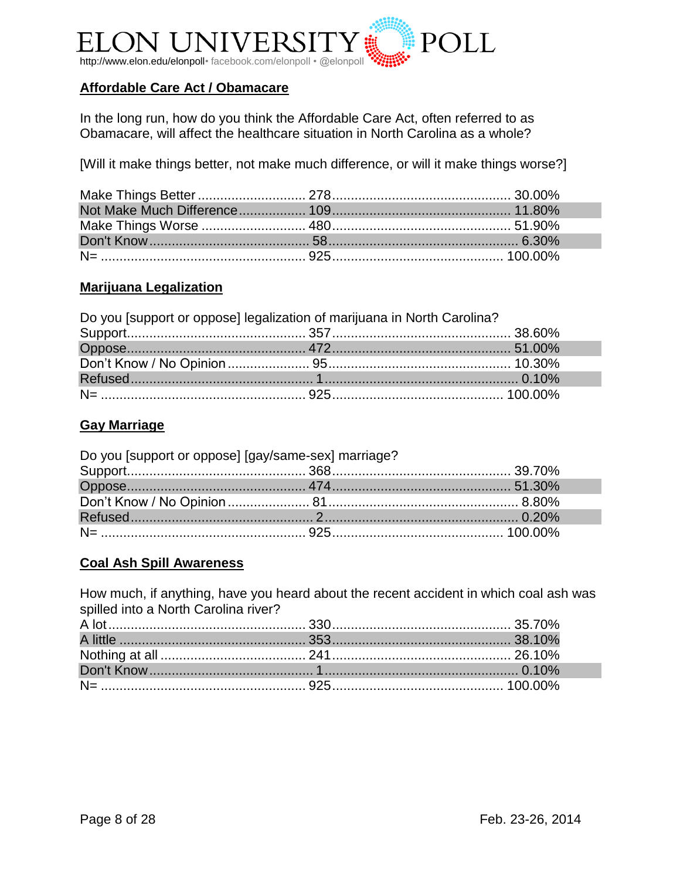## Affordable Care Act / Obamacare

In the long run, how do you think the Affordable Care Act, often referred to as Obamacare, will affect the healthcare situation in North Carolina as a whole?

[Will it make things better, not make much difference, or will it make things worse?]

| | | |
|---|---|---|
| Make Things Better | 278 | 30.00% |
| Not Make Much Difference | 109 | 11.80% |
| Make Things Worse | 480 | 51.90% |
| Don't Know | 58 | 6.30% |
| N= | 925 | 100.00% |

## Marijuana Legalization

Do you [support or oppose] legalization of marijuana in North Carolina?

| | | |
|---|---|---|
| Support | 357 | 38.60% |
| Oppose | 472 | 51.00% |
| Don't Know / No Opinion | 95 | 10.30% |
| Refused | 1 | 0.10% |
| N= | 925 | 100.00% |

## Gay Marriage

Do you [support or oppose] [gay/same-sex] marriage?

| | | |
|---|---|---|
| Support | 368 | 39.70% |
| Oppose | 474 | 51.30% |
| Don't Know / No Opinion | 81 | 8.80% |
| Refused | 2 | 0.20% |
| N= | 925 | 100.00% |

## Coal Ash Spill Awareness

How much, if anything, have you heard about the recent accident in which coal ash was spilled into a North Carolina river?

| | | |
|---|---|---|
| A lot | 330 | 35.70% |
| A little | 353 | 38.10% |
| Nothing at all | 241 | 26.10% |
| Don't Know | 1 | 0.10% |
| N= | 925 | 100.00% |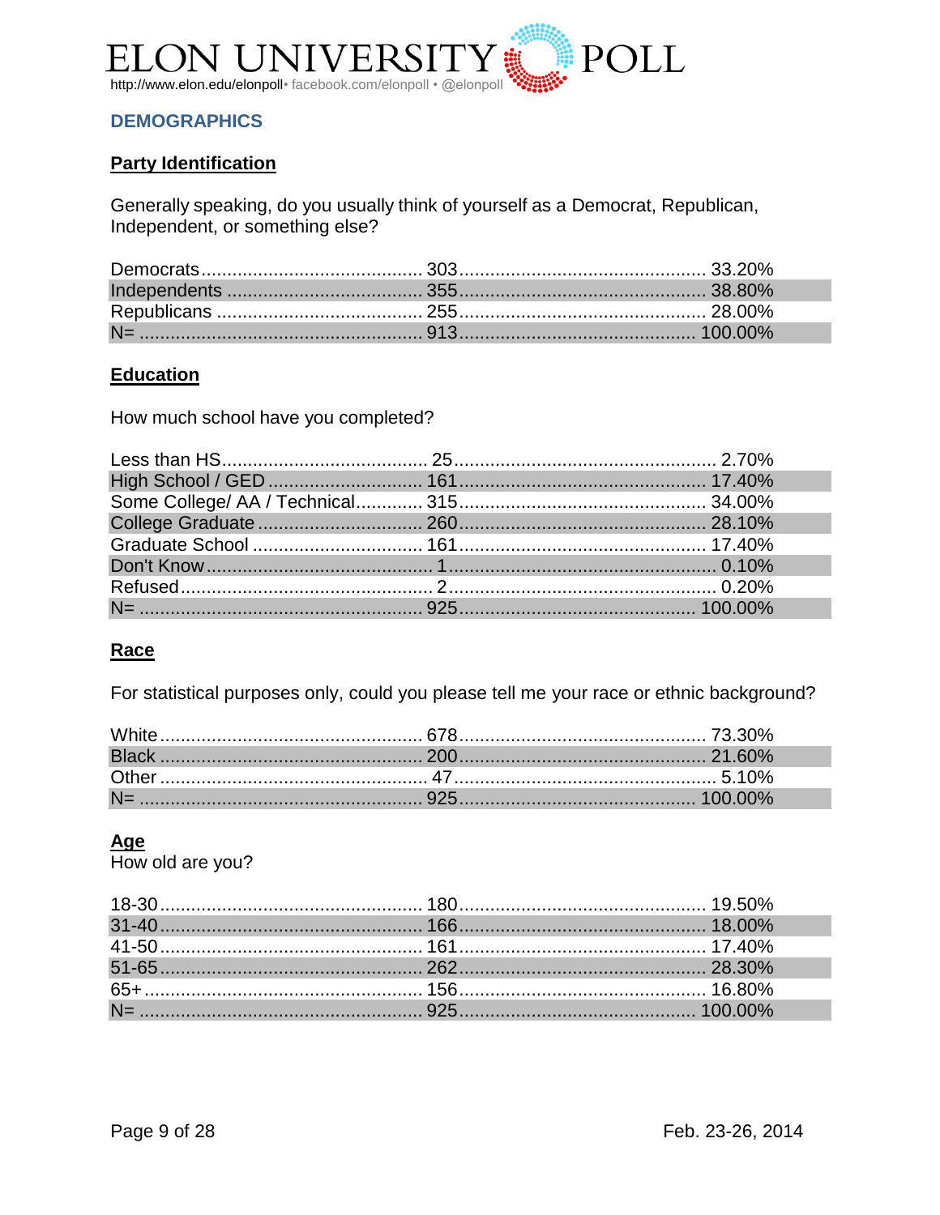## DEMOGRAPHICS

### Party Identification

Generally speaking, do you usually think of yourself as a Democrat, Republican, Independent, or something else?

| | | |
|---|---|---|
| Democrats | 303 | 33.20% |
| Independents | 355 | 38.80% |
| Republicans | 255 | 28.00% |
| N= | 913 | 100.00% |

### Education

How much school have you completed?

| | | |
|---|---|---|
| Less than HS | 25 | 2.70% |
| High School / GED | 161 | 17.40% |
| Some College/ AA / Technical | 315 | 34.00% |
| College Graduate | 260 | 28.10% |
| Graduate School | 161 | 17.40% |
| Don't Know | 1 | 0.10% |
| Refused | 2 | 0.20% |
| N= | 925 | 100.00% |

### Race

For statistical purposes only, could you please tell me your race or ethnic background?

| | | |
|---|---|---|
| White | 678 | 73.30% |
| Black | 200 | 21.60% |
| Other | 47 | 5.10% |
| N= | 925 | 100.00% |

### Age

How old are you?

| | | |
|---|---|---|
| 18-30 | 180 | 19.50% |
| 31-40 | 166 | 18.00% |
| 41-50 | 161 | 17.40% |
| 51-65 | 262 | 28.30% |
| 65+ | 156 | 16.80% |
| N= | 925 | 100.00% |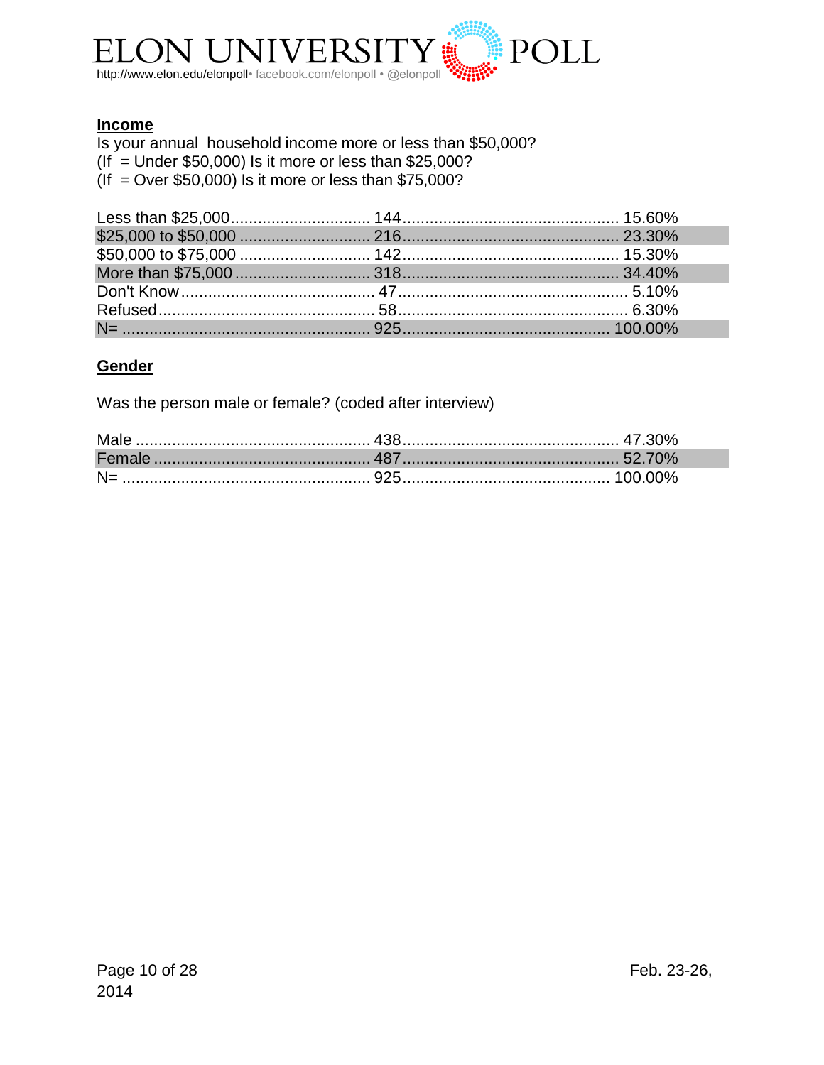## Income

Is your annual household income more or less than $50,000?
(If = Under $50,000) Is it more or less than $25,000?
(If = Over $50,000) Is it more or less than $75,000?

| Response | Count | Percent |
|---|---|---|
| Less than $25,000 | 144 | 15.60% |
| $25,000 to $50,000 | 216 | 23.30% |
| $50,000 to $75,000 | 142 | 15.30% |
| More than $75,000 | 318 | 34.40% |
| Don't Know | 47 | 5.10% |
| Refused | 58 | 6.30% |
| N= | 925 | 100.00% |

## Gender

Was the person male or female? (coded after interview)

| Response | Count | Percent |
|---|---|---|
| Male | 438 | 47.30% |
| Female | 487 | 52.70% |
| N= | 925 | 100.00% |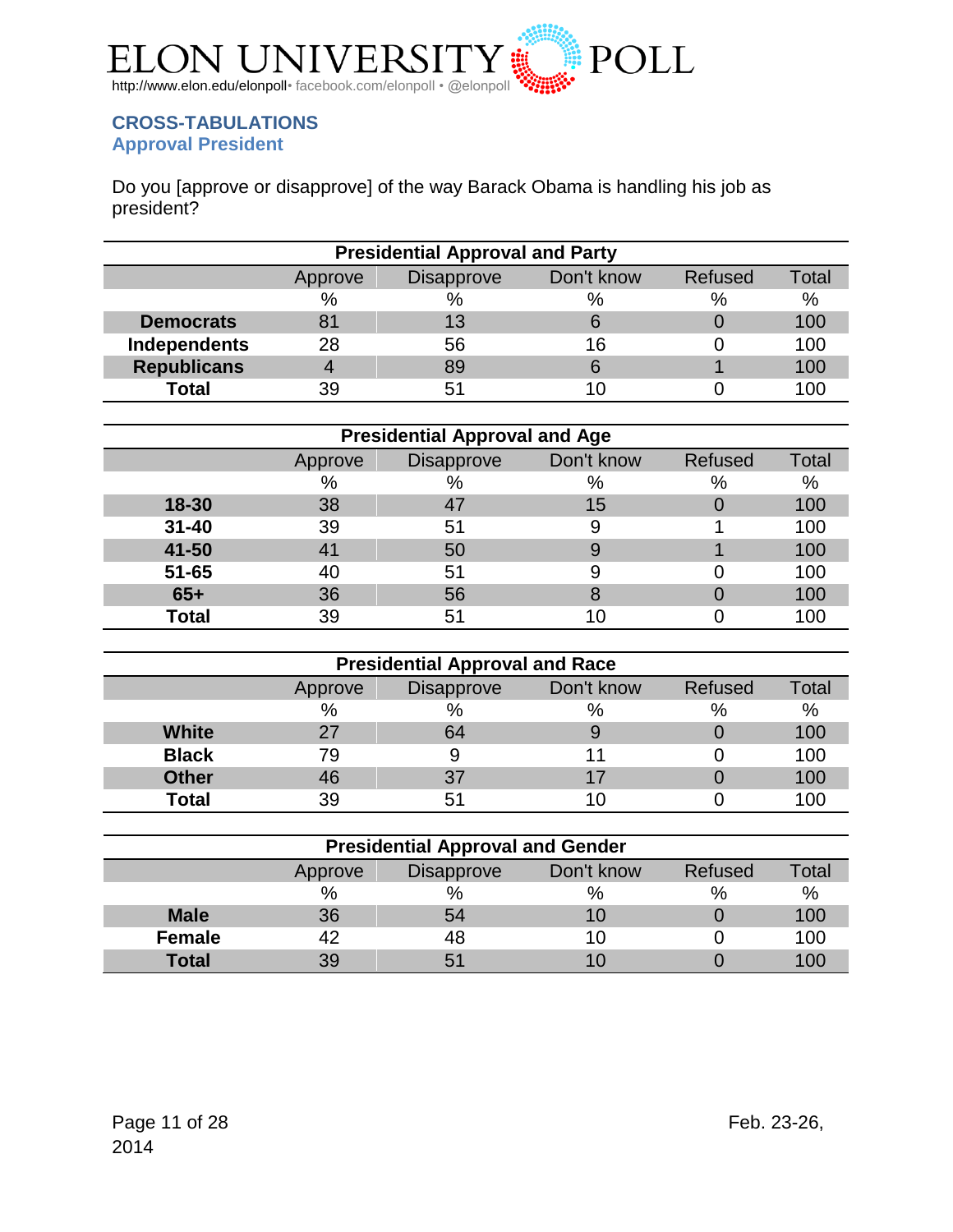## CROSS-TABULATIONS
### Approval President

Do you [approve or disapprove] of the way Barack Obama is handling his job as president?

| Presidential Approval and Party | | | | | |
|---|---|---|---|---|---|
| | Approve | Disapprove | Don't know | Refused | Total |
| | % | % | % | % | % |
| **Democrats** | 81 | 13 | 6 | 0 | 100 |
| **Independents** | 28 | 56 | 16 | 0 | 100 |
| **Republicans** | 4 | 89 | 6 | 1 | 100 |
| **Total** | 39 | 51 | 10 | 0 | 100 |

| Presidential Approval and Age | | | | | |
|---|---|---|---|---|---|
| | Approve | Disapprove | Don't know | Refused | Total |
| | % | % | % | % | % |
| **18-30** | 38 | 47 | 15 | 0 | 100 |
| **31-40** | 39 | 51 | 9 | 1 | 100 |
| **41-50** | 41 | 50 | 9 | 1 | 100 |
| **51-65** | 40 | 51 | 9 | 0 | 100 |
| **65+** | 36 | 56 | 8 | 0 | 100 |
| **Total** | 39 | 51 | 10 | 0 | 100 |

| Presidential Approval and Race | | | | | |
|---|---|---|---|---|---|
| | Approve | Disapprove | Don't know | Refused | Total |
| | % | % | % | % | % |
| **White** | 27 | 64 | 9 | 0 | 100 |
| **Black** | 79 | 9 | 11 | 0 | 100 |
| **Other** | 46 | 37 | 17 | 0 | 100 |
| **Total** | 39 | 51 | 10 | 0 | 100 |

| Presidential Approval and Gender | | | | | |
|---|---|---|---|---|---|
| | Approve | Disapprove | Don't know | Refused | Total |
| | % | % | % | % | % |
| **Male** | 36 | 54 | 10 | 0 | 100 |
| **Female** | 42 | 48 | 10 | 0 | 100 |
| **Total** | 39 | 51 | 10 | 0 | 100 |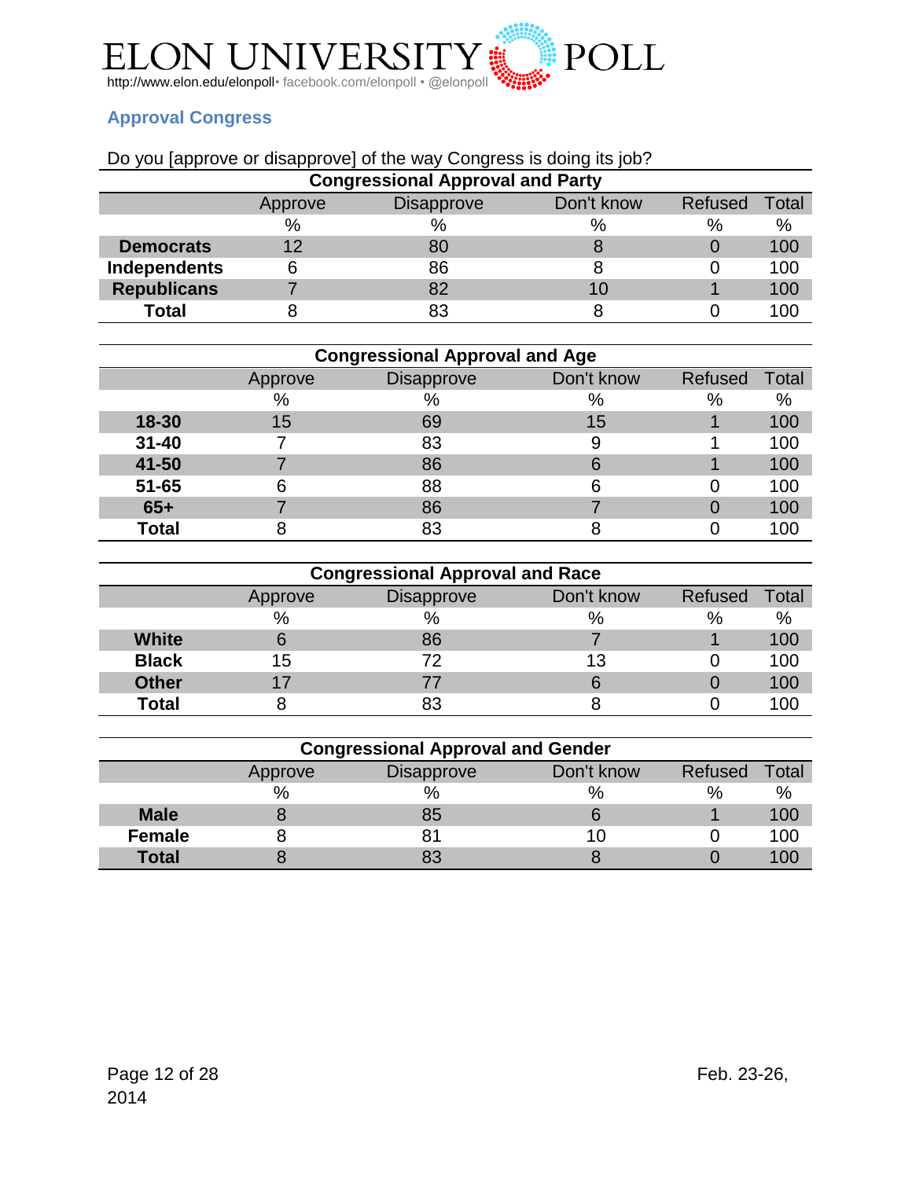# ELON UNIVERSITY POLL

http://www.elon.edu/elonpoll• facebook.com/elonpoll • @elonpoll

## Approval Congress

Do you [approve or disapprove] of the way Congress is doing its job?

**Congressional Approval and Party**

| | Approve | Disapprove | Don't know | Refused | Total |
|---|---|---|---|---|---|
| | % | % | % | % | % |
| **Democrats** | 12 | 80 | 8 | 0 | 100 |
| **Independents** | 6 | 86 | 8 | 0 | 100 |
| **Republicans** | 7 | 82 | 10 | 1 | 100 |
| **Total** | 8 | 83 | 8 | 0 | 100 |

**Congressional Approval and Age**

| | Approve | Disapprove | Don't know | Refused | Total |
|---|---|---|---|---|---|
| | % | % | % | % | % |
| **18-30** | 15 | 69 | 15 | 1 | 100 |
| **31-40** | 7 | 83 | 9 | 1 | 100 |
| **41-50** | 7 | 86 | 6 | 1 | 100 |
| **51-65** | 6 | 88 | 6 | 0 | 100 |
| **65+** | 7 | 86 | 7 | 0 | 100 |
| **Total** | 8 | 83 | 8 | 0 | 100 |

**Congressional Approval and Race**

| | Approve | Disapprove | Don't know | Refused | Total |
|---|---|---|---|---|---|
| | % | % | % | % | % |
| **White** | 6 | 86 | 7 | 1 | 100 |
| **Black** | 15 | 72 | 13 | 0 | 100 |
| **Other** | 17 | 77 | 6 | 0 | 100 |
| **Total** | 8 | 83 | 8 | 0 | 100 |

**Congressional Approval and Gender**

| | Approve | Disapprove | Don't know | Refused | Total |
|---|---|---|---|---|---|
| | % | % | % | % | % |
| **Male** | 8 | 85 | 6 | 1 | 100 |
| **Female** | 8 | 81 | 10 | 0 | 100 |
| **Total** | 8 | 83 | 8 | 0 | 100 |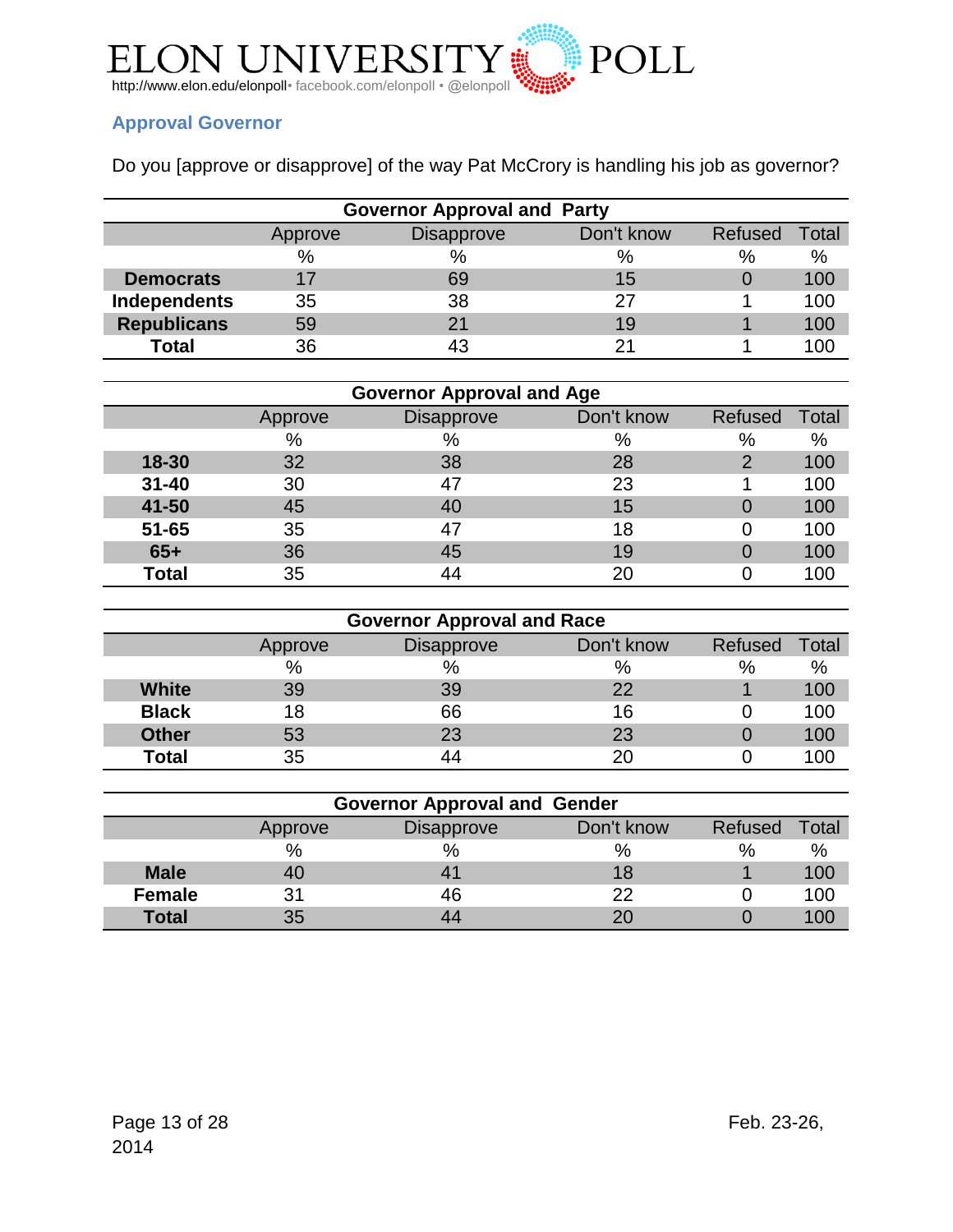# ELON UNIVERSITY POLL

http://www.elon.edu/elonpoll• facebook.com/elonpoll • @elonpoll

## Approval Governor

Do you [approve or disapprove] of the way Pat McCrory is handling his job as governor?

**Governor Approval and Party**

| | Approve | Disapprove | Don't know | Refused | Total |
|---|---|---|---|---|---|
| | % | % | % | % | % |
| **Democrats** | 17 | 69 | 15 | 0 | 100 |
| **Independents** | 35 | 38 | 27 | 1 | 100 |
| **Republicans** | 59 | 21 | 19 | 1 | 100 |
| **Total** | 36 | 43 | 21 | 1 | 100 |

**Governor Approval and Age**

| | Approve | Disapprove | Don't know | Refused | Total |
|---|---|---|---|---|---|
| | % | % | % | % | % |
| **18-30** | 32 | 38 | 28 | 2 | 100 |
| **31-40** | 30 | 47 | 23 | 1 | 100 |
| **41-50** | 45 | 40 | 15 | 0 | 100 |
| **51-65** | 35 | 47 | 18 | 0 | 100 |
| **65+** | 36 | 45 | 19 | 0 | 100 |
| **Total** | 35 | 44 | 20 | 0 | 100 |

**Governor Approval and Race**

| | Approve | Disapprove | Don't know | Refused | Total |
|---|---|---|---|---|---|
| | % | % | % | % | % |
| **White** | 39 | 39 | 22 | 1 | 100 |
| **Black** | 18 | 66 | 16 | 0 | 100 |
| **Other** | 53 | 23 | 23 | 0 | 100 |
| **Total** | 35 | 44 | 20 | 0 | 100 |

**Governor Approval and Gender**

| | Approve | Disapprove | Don't know | Refused | Total |
|---|---|---|---|---|---|
| | % | % | % | % | % |
| **Male** | 40 | 41 | 18 | 1 | 100 |
| **Female** | 31 | 46 | 22 | 0 | 100 |
| **Total** | 35 | 44 | 20 | 0 | 100 |

Feb. 23-26, 2014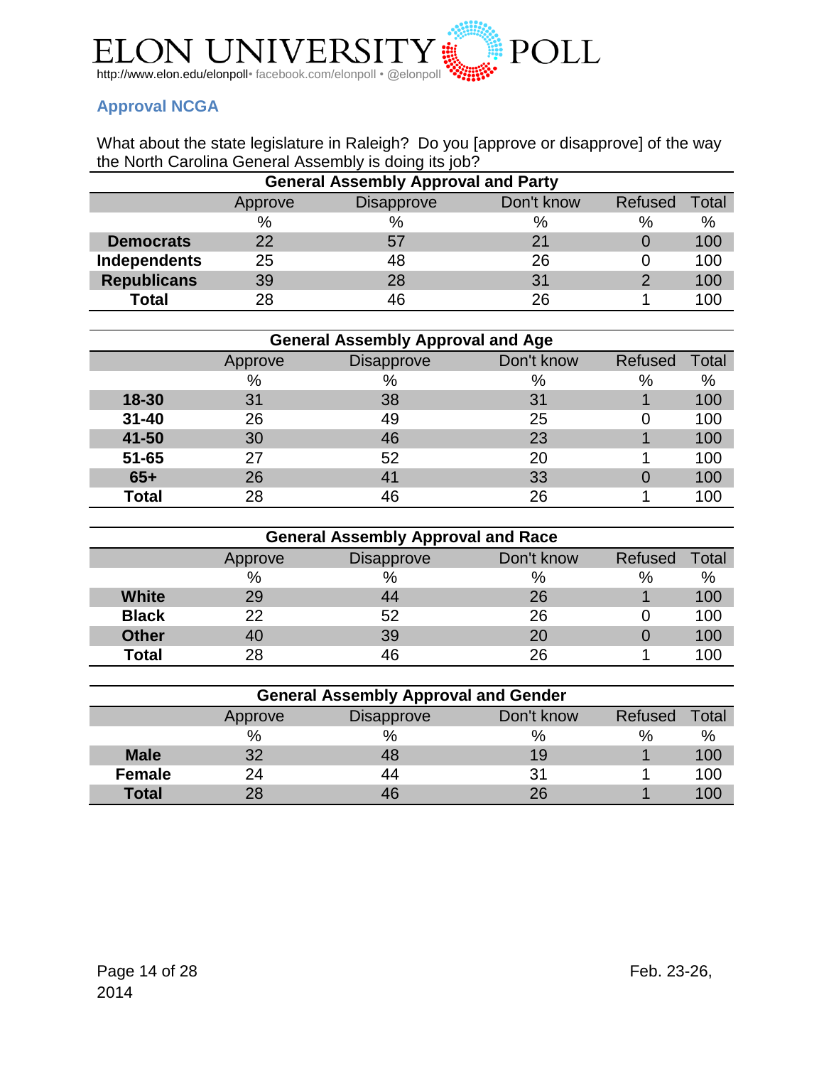ELON UNIVERSITY POLL

http://www.elon.edu/elonpoll• facebook.com/elonpoll • @elonpoll

## Approval NCGA

What about the state legislature in Raleigh? Do you [approve or disapprove] of the way the North Carolina General Assembly is doing its job?

**General Assembly Approval and Party**

| | Approve | Disapprove | Don't know | Refused | Total |
|---|---|---|---|---|---|
| | % | % | % | % | % |
| **Democrats** | 22 | 57 | 21 | 0 | 100 |
| **Independents** | 25 | 48 | 26 | 0 | 100 |
| **Republicans** | 39 | 28 | 31 | 2 | 100 |
| **Total** | 28 | 46 | 26 | 1 | 100 |

**General Assembly Approval and Age**

| | Approve | Disapprove | Don't know | Refused | Total |
|---|---|---|---|---|---|
| | % | % | % | % | % |
| **18-30** | 31 | 38 | 31 | 1 | 100 |
| **31-40** | 26 | 49 | 25 | 0 | 100 |
| **41-50** | 30 | 46 | 23 | 1 | 100 |
| **51-65** | 27 | 52 | 20 | 1 | 100 |
| **65+** | 26 | 41 | 33 | 0 | 100 |
| **Total** | 28 | 46 | 26 | 1 | 100 |

**General Assembly Approval and Race**

| | Approve | Disapprove | Don't know | Refused | Total |
|---|---|---|---|---|---|
| | % | % | % | % | % |
| **White** | 29 | 44 | 26 | 1 | 100 |
| **Black** | 22 | 52 | 26 | 0 | 100 |
| **Other** | 40 | 39 | 20 | 0 | 100 |
| **Total** | 28 | 46 | 26 | 1 | 100 |

**General Assembly Approval and Gender**

| | Approve | Disapprove | Don't know | Refused | Total |
|---|---|---|---|---|---|
| | % | % | % | % | % |
| **Male** | 32 | 48 | 19 | 1 | 100 |
| **Female** | 24 | 44 | 31 | 1 | 100 |
| **Total** | 28 | 46 | 26 | 1 | 100 |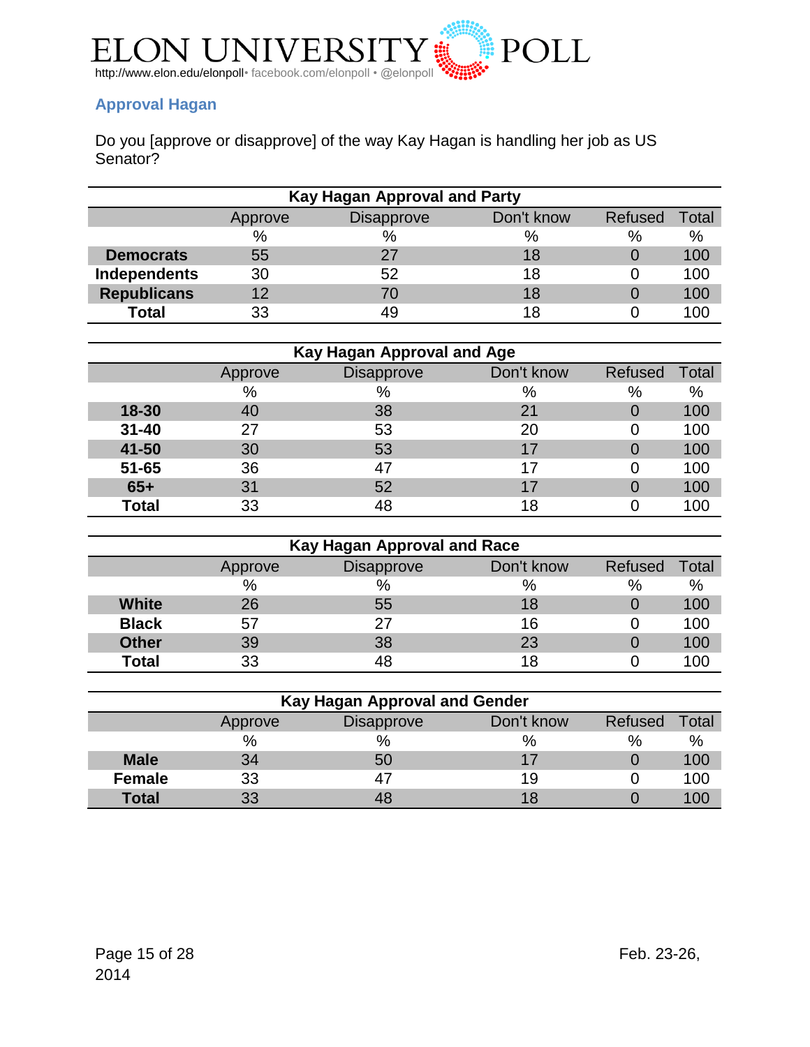## Approval Hagan

Do you [approve or disapprove] of the way Kay Hagan is handling her job as US Senator?

| Kay Hagan Approval and Party | | | | | |
|---|---|---|---|---|---|
| | Approve | Disapprove | Don't know | Refused | Total |
| | % | % | % | % | % |
| **Democrats** | 55 | 27 | 18 | 0 | 100 |
| **Independents** | 30 | 52 | 18 | 0 | 100 |
| **Republicans** | 12 | 70 | 18 | 0 | 100 |
| **Total** | 33 | 49 | 18 | 0 | 100 |

| Kay Hagan Approval and Age | | | | | |
|---|---|---|---|---|---|
| | Approve | Disapprove | Don't know | Refused | Total |
| | % | % | % | % | % |
| **18-30** | 40 | 38 | 21 | 0 | 100 |
| **31-40** | 27 | 53 | 20 | 0 | 100 |
| **41-50** | 30 | 53 | 17 | 0 | 100 |
| **51-65** | 36 | 47 | 17 | 0 | 100 |
| **65+** | 31 | 52 | 17 | 0 | 100 |
| **Total** | 33 | 48 | 18 | 0 | 100 |

| Kay Hagan Approval and Race | | | | | |
|---|---|---|---|---|---|
| | Approve | Disapprove | Don't know | Refused | Total |
| | % | % | % | % | % |
| **White** | 26 | 55 | 18 | 0 | 100 |
| **Black** | 57 | 27 | 16 | 0 | 100 |
| **Other** | 39 | 38 | 23 | 0 | 100 |
| **Total** | 33 | 48 | 18 | 0 | 100 |

| Kay Hagan Approval and Gender | | | | | |
|---|---|---|---|---|---|
| | Approve | Disapprove | Don't know | Refused | Total |
| | % | % | % | % | % |
| **Male** | 34 | 50 | 17 | 0 | 100 |
| **Female** | 33 | 47 | 19 | 0 | 100 |
| **Total** | 33 | 48 | 18 | 0 | 100 |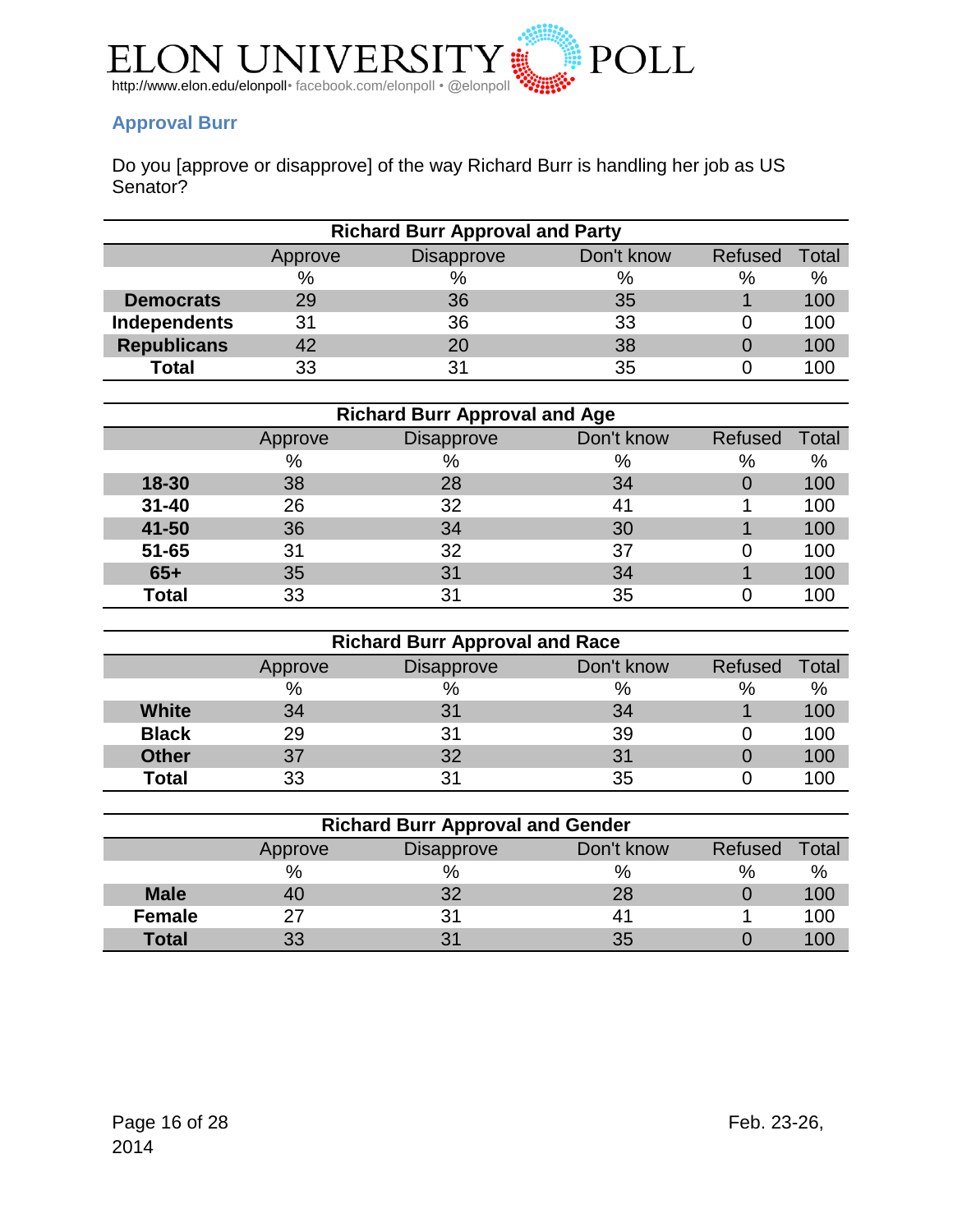## Approval Burr

Do you [approve or disapprove] of the way Richard Burr is handling her job as US Senator?

| Richard Burr Approval and Party | | | | | |
|---|---|---|---|---|---|
| | Approve | Disapprove | Don't know | Refused | Total |
| | % | % | % | % | % |
| **Democrats** | 29 | 36 | 35 | 1 | 100 |
| **Independents** | 31 | 36 | 33 | 0 | 100 |
| **Republicans** | 42 | 20 | 38 | 0 | 100 |
| **Total** | 33 | 31 | 35 | 0 | 100 |

| Richard Burr Approval and Age | | | | | |
|---|---|---|---|---|---|
| | Approve | Disapprove | Don't know | Refused | Total |
| | % | % | % | % | % |
| **18-30** | 38 | 28 | 34 | 0 | 100 |
| **31-40** | 26 | 32 | 41 | 1 | 100 |
| **41-50** | 36 | 34 | 30 | 1 | 100 |
| **51-65** | 31 | 32 | 37 | 0 | 100 |
| **65+** | 35 | 31 | 34 | 1 | 100 |
| **Total** | 33 | 31 | 35 | 0 | 100 |

| Richard Burr Approval and Race | | | | | |
|---|---|---|---|---|---|
| | Approve | Disapprove | Don't know | Refused | Total |
| | % | % | % | % | % |
| **White** | 34 | 31 | 34 | 1 | 100 |
| **Black** | 29 | 31 | 39 | 0 | 100 |
| **Other** | 37 | 32 | 31 | 0 | 100 |
| **Total** | 33 | 31 | 35 | 0 | 100 |

| Richard Burr Approval and Gender | | | | | |
|---|---|---|---|---|---|
| | Approve | Disapprove | Don't know | Refused | Total |
| | % | % | % | % | % |
| **Male** | 40 | 32 | 28 | 0 | 100 |
| **Female** | 27 | 31 | 41 | 1 | 100 |
| **Total** | 33 | 31 | 35 | 0 | 100 |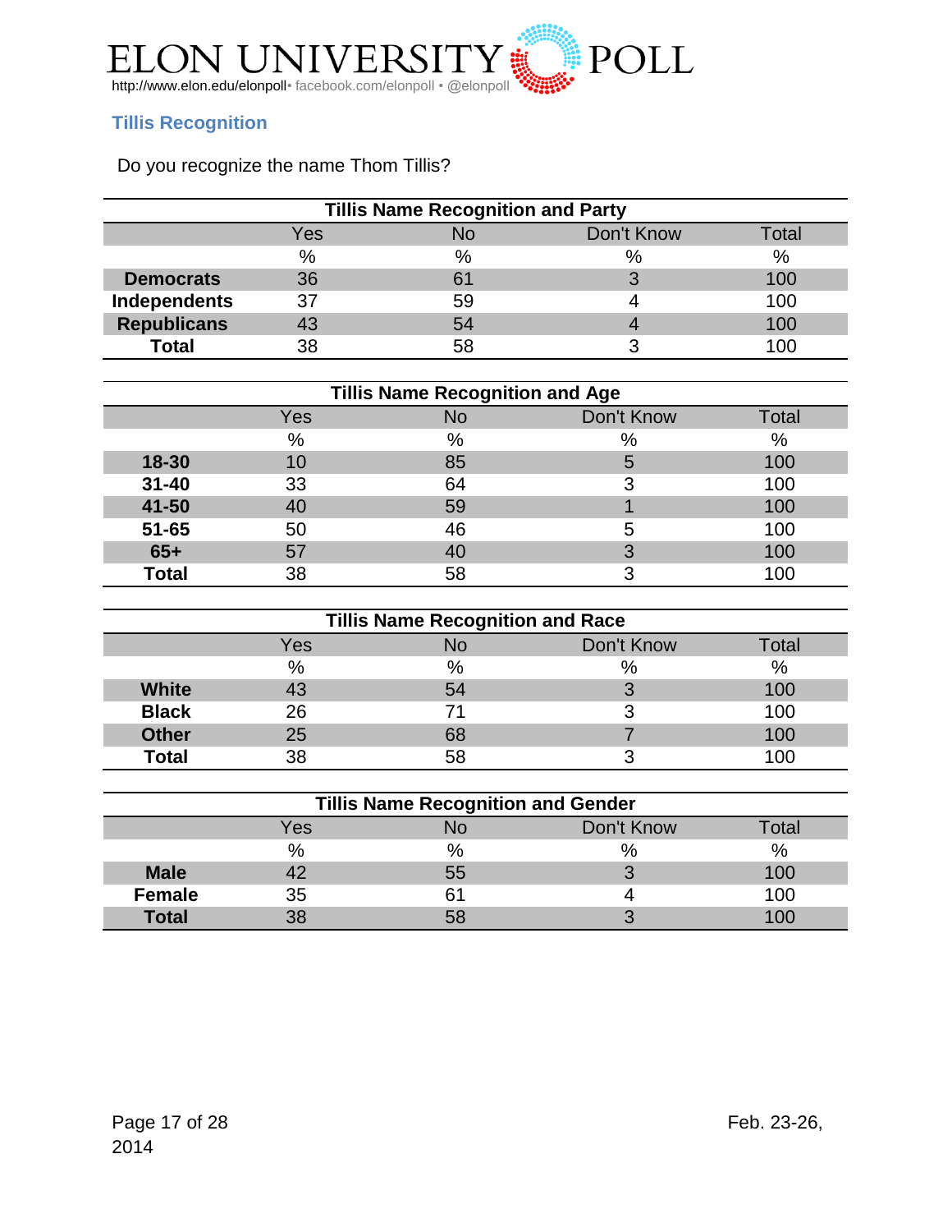ELON UNIVERSITY POLL

http://www.elon.edu/elonpoll• facebook.com/elonpoll • @elonpoll

## Tillis Recognition

Do you recognize the name Thom Tillis?

**Tillis Name Recognition and Party**

| | Yes | No | Don't Know | Total |
|---|---|---|---|---|
| | % | % | % | % |
| **Democrats** | 36 | 61 | 3 | 100 |
| **Independents** | 37 | 59 | 4 | 100 |
| **Republicans** | 43 | 54 | 4 | 100 |
| **Total** | 38 | 58 | 3 | 100 |

**Tillis Name Recognition and Age**

| | Yes | No | Don't Know | Total |
|---|---|---|---|---|
| | % | % | % | % |
| **18-30** | 10 | 85 | 5 | 100 |
| **31-40** | 33 | 64 | 3 | 100 |
| **41-50** | 40 | 59 | 1 | 100 |
| **51-65** | 50 | 46 | 5 | 100 |
| **65+** | 57 | 40 | 3 | 100 |
| **Total** | 38 | 58 | 3 | 100 |

**Tillis Name Recognition and Race**

| | Yes | No | Don't Know | Total |
|---|---|---|---|---|
| | % | % | % | % |
| **White** | 43 | 54 | 3 | 100 |
| **Black** | 26 | 71 | 3 | 100 |
| **Other** | 25 | 68 | 7 | 100 |
| **Total** | 38 | 58 | 3 | 100 |

**Tillis Name Recognition and Gender**

| | Yes | No | Don't Know | Total |
|---|---|---|---|---|
| | % | % | % | % |
| **Male** | 42 | 55 | 3 | 100 |
| **Female** | 35 | 61 | 4 | 100 |
| **Total** | 38 | 58 | 3 | 100 |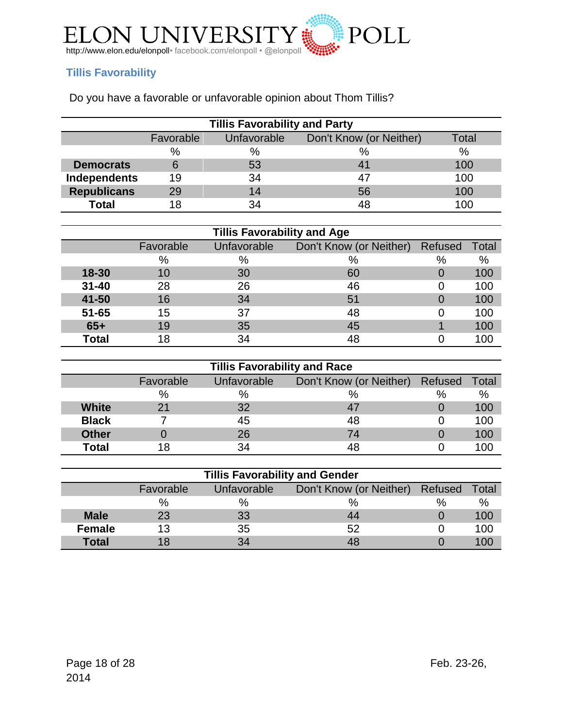## Tillis Favorability

Do you have a favorable or unfavorable opinion about Thom Tillis?

| Tillis Favorability and Party | | | | |
|---|---|---|---|---|
| | Favorable | Unfavorable | Don't Know (or Neither) | Total |
| | % | % | % | % |
| **Democrats** | 6 | 53 | 41 | 100 |
| **Independents** | 19 | 34 | 47 | 100 |
| **Republicans** | 29 | 14 | 56 | 100 |
| **Total** | 18 | 34 | 48 | 100 |

| Tillis Favorability and Age | | | | | |
|---|---|---|---|---|---|
| | Favorable | Unfavorable | Don't Know (or Neither) | Refused | Total |
| | % | % | % | % | % |
| **18-30** | 10 | 30 | 60 | 0 | 100 |
| **31-40** | 28 | 26 | 46 | 0 | 100 |
| **41-50** | 16 | 34 | 51 | 0 | 100 |
| **51-65** | 15 | 37 | 48 | 0 | 100 |
| **65+** | 19 | 35 | 45 | 1 | 100 |
| **Total** | 18 | 34 | 48 | 0 | 100 |

| Tillis Favorability and Race | | | | | |
|---|---|---|---|---|---|
| | Favorable | Unfavorable | Don't Know (or Neither) | Refused | Total |
| | % | % | % | % | % |
| **White** | 21 | 32 | 47 | 0 | 100 |
| **Black** | 7 | 45 | 48 | 0 | 100 |
| **Other** | 0 | 26 | 74 | 0 | 100 |
| **Total** | 18 | 34 | 48 | 0 | 100 |

| Tillis Favorability and Gender | | | | | |
|---|---|---|---|---|---|
| | Favorable | Unfavorable | Don't Know (or Neither) | Refused | Total |
| | % | % | % | % | % |
| **Male** | 23 | 33 | 44 | 0 | 100 |
| **Female** | 13 | 35 | 52 | 0 | 100 |
| **Total** | 18 | 34 | 48 | 0 | 100 |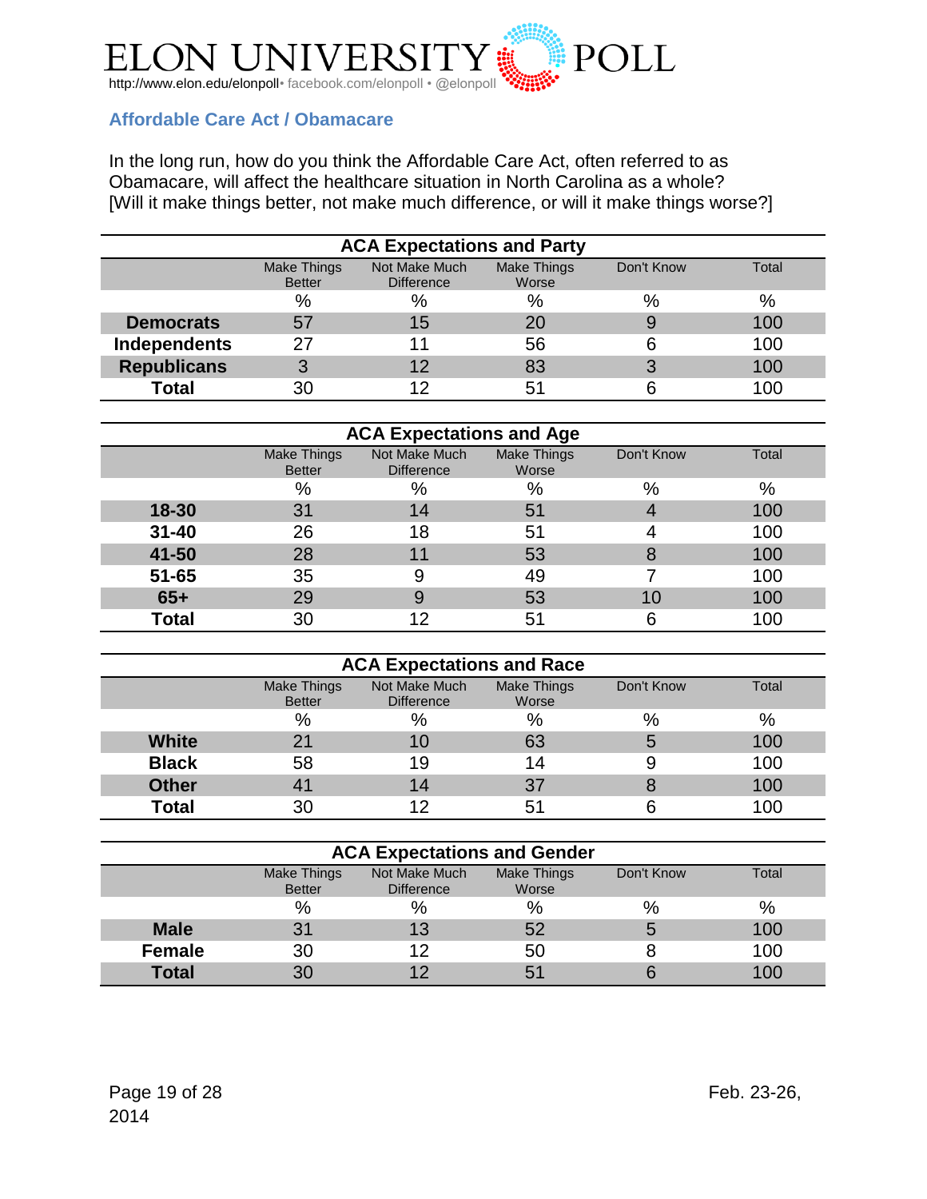## Affordable Care Act / Obamacare

In the long run, how do you think the Affordable Care Act, often referred to as Obamacare, will affect the healthcare situation in North Carolina as a whole? [Will it make things better, not make much difference, or will it make things worse?]

**ACA Expectations and Party**

| | Make Things Better | Not Make Much Difference | Make Things Worse | Don't Know | Total |
|---|---|---|---|---|---|
| | % | % | % | % | % |
| **Democrats** | 57 | 15 | 20 | 9 | 100 |
| **Independents** | 27 | 11 | 56 | 6 | 100 |
| **Republicans** | 3 | 12 | 83 | 3 | 100 |
| **Total** | 30 | 12 | 51 | 6 | 100 |

**ACA Expectations and Age**

| | Make Things Better | Not Make Much Difference | Make Things Worse | Don't Know | Total |
|---|---|---|---|---|---|
| | % | % | % | % | % |
| **18-30** | 31 | 14 | 51 | 4 | 100 |
| **31-40** | 26 | 18 | 51 | 4 | 100 |
| **41-50** | 28 | 11 | 53 | 8 | 100 |
| **51-65** | 35 | 9 | 49 | 7 | 100 |
| **65+** | 29 | 9 | 53 | 10 | 100 |
| **Total** | 30 | 12 | 51 | 6 | 100 |

**ACA Expectations and Race**

| | Make Things Better | Not Make Much Difference | Make Things Worse | Don't Know | Total |
|---|---|---|---|---|---|
| | % | % | % | % | % |
| **White** | 21 | 10 | 63 | 5 | 100 |
| **Black** | 58 | 19 | 14 | 9 | 100 |
| **Other** | 41 | 14 | 37 | 8 | 100 |
| **Total** | 30 | 12 | 51 | 6 | 100 |

**ACA Expectations and Gender**

| | Make Things Better | Not Make Much Difference | Make Things Worse | Don't Know | Total |
|---|---|---|---|---|---|
| | % | % | % | % | % |
| **Male** | 31 | 13 | 52 | 5 | 100 |
| **Female** | 30 | 12 | 50 | 8 | 100 |
| **Total** | 30 | 12 | 51 | 6 | 100 |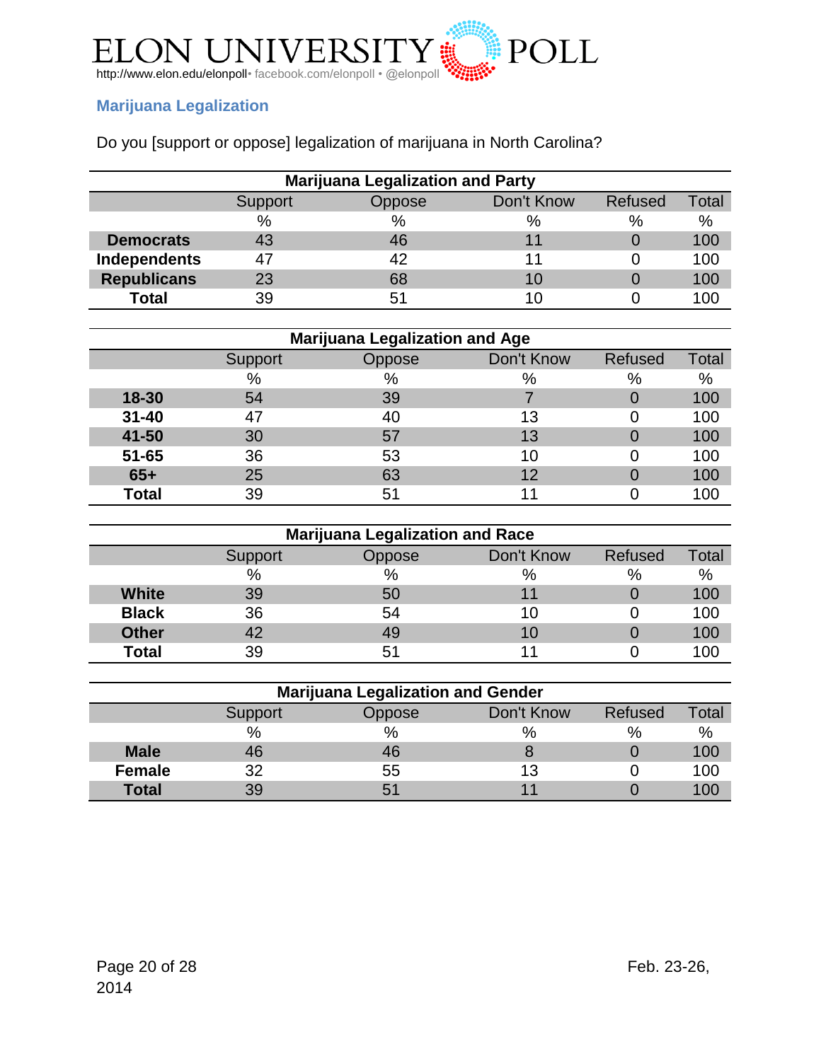## Marijuana Legalization

Do you [support or oppose] legalization of marijuana in North Carolina?

| Marijuana Legalization and Party | | | | | |
|---|---|---|---|---|---|
| | Support | Oppose | Don't Know | Refused | Total |
| | % | % | % | % | % |
| **Democrats** | 43 | 46 | 11 | 0 | 100 |
| **Independents** | 47 | 42 | 11 | 0 | 100 |
| **Republicans** | 23 | 68 | 10 | 0 | 100 |
| **Total** | 39 | 51 | 10 | 0 | 100 |

| Marijuana Legalization and Age | | | | | |
|---|---|---|---|---|---|
| | Support | Oppose | Don't Know | Refused | Total |
| | % | % | % | % | % |
| **18-30** | 54 | 39 | 7 | 0 | 100 |
| **31-40** | 47 | 40 | 13 | 0 | 100 |
| **41-50** | 30 | 57 | 13 | 0 | 100 |
| **51-65** | 36 | 53 | 10 | 0 | 100 |
| **65+** | 25 | 63 | 12 | 0 | 100 |
| **Total** | 39 | 51 | 11 | 0 | 100 |

| Marijuana Legalization and Race | | | | | |
|---|---|---|---|---|---|
| | Support | Oppose | Don't Know | Refused | Total |
| | % | % | % | % | % |
| **White** | 39 | 50 | 11 | 0 | 100 |
| **Black** | 36 | 54 | 10 | 0 | 100 |
| **Other** | 42 | 49 | 10 | 0 | 100 |
| **Total** | 39 | 51 | 11 | 0 | 100 |

| Marijuana Legalization and Gender | | | | | |
|---|---|---|---|---|---|
| | Support | Oppose | Don't Know | Refused | Total |
| | % | % | % | % | % |
| **Male** | 46 | 46 | 8 | 0 | 100 |
| **Female** | 32 | 55 | 13 | 0 | 100 |
| **Total** | 39 | 51 | 11 | 0 | 100 |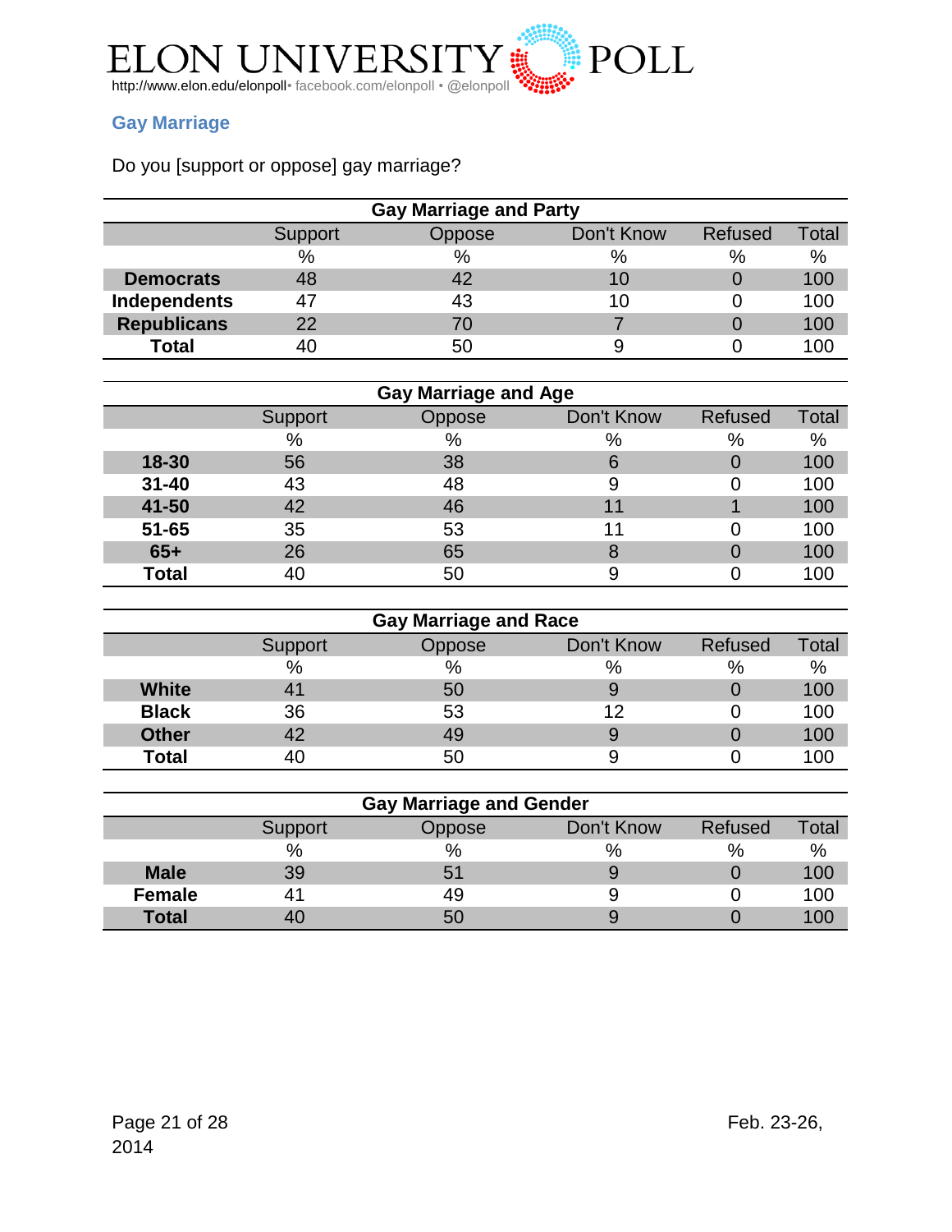ELON UNIVERSITY POLL

http://www.elon.edu/elonpoll• facebook.com/elonpoll • @elonpoll

## Gay Marriage

Do you [support or oppose] gay marriage?

| Gay Marriage and Party | | | | | |
|---|---|---|---|---|---|
| | Support | Oppose | Don't Know | Refused | Total |
| | % | % | % | % | % |
| **Democrats** | 48 | 42 | 10 | 0 | 100 |
| **Independents** | 47 | 43 | 10 | 0 | 100 |
| **Republicans** | 22 | 70 | 7 | 0 | 100 |
| **Total** | 40 | 50 | 9 | 0 | 100 |

| Gay Marriage and Age | | | | | |
|---|---|---|---|---|---|
| | Support | Oppose | Don't Know | Refused | Total |
| | % | % | % | % | % |
| **18-30** | 56 | 38 | 6 | 0 | 100 |
| **31-40** | 43 | 48 | 9 | 0 | 100 |
| **41-50** | 42 | 46 | 11 | 1 | 100 |
| **51-65** | 35 | 53 | 11 | 0 | 100 |
| **65+** | 26 | 65 | 8 | 0 | 100 |
| **Total** | 40 | 50 | 9 | 0 | 100 |

| Gay Marriage and Race | | | | | |
|---|---|---|---|---|---|
| | Support | Oppose | Don't Know | Refused | Total |
| | % | % | % | % | % |
| **White** | 41 | 50 | 9 | 0 | 100 |
| **Black** | 36 | 53 | 12 | 0 | 100 |
| **Other** | 42 | 49 | 9 | 0 | 100 |
| **Total** | 40 | 50 | 9 | 0 | 100 |

| Gay Marriage and Gender | | | | | |
|---|---|---|---|---|---|
| | Support | Oppose | Don't Know | Refused | Total |
| | % | % | % | % | % |
| **Male** | 39 | 51 | 9 | 0 | 100 |
| **Female** | 41 | 49 | 9 | 0 | 100 |
| **Total** | 40 | 50 | 9 | 0 | 100 |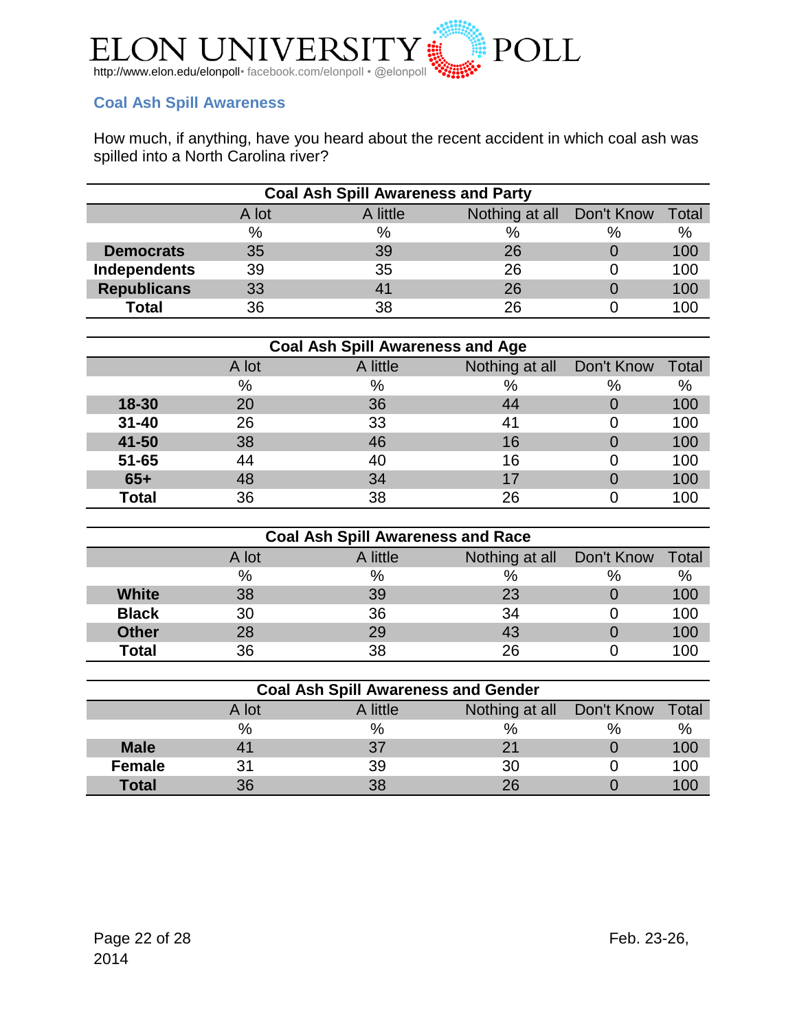## Coal Ash Spill Awareness

How much, if anything, have you heard about the recent accident in which coal ash was spilled into a North Carolina river?

**Coal Ash Spill Awareness and Party**

| | A lot | A little | Nothing at all | Don't Know | Total |
|---|---|---|---|---|---|
| | % | % | % | % | % |
| **Democrats** | 35 | 39 | 26 | 0 | 100 |
| **Independents** | 39 | 35 | 26 | 0 | 100 |
| **Republicans** | 33 | 41 | 26 | 0 | 100 |
| **Total** | 36 | 38 | 26 | 0 | 100 |

**Coal Ash Spill Awareness and Age**

| | A lot | A little | Nothing at all | Don't Know | Total |
|---|---|---|---|---|---|
| | % | % | % | % | % |
| **18-30** | 20 | 36 | 44 | 0 | 100 |
| **31-40** | 26 | 33 | 41 | 0 | 100 |
| **41-50** | 38 | 46 | 16 | 0 | 100 |
| **51-65** | 44 | 40 | 16 | 0 | 100 |
| **65+** | 48 | 34 | 17 | 0 | 100 |
| **Total** | 36 | 38 | 26 | 0 | 100 |

**Coal Ash Spill Awareness and Race**

| | A lot | A little | Nothing at all | Don't Know | Total |
|---|---|---|---|---|---|
| | % | % | % | % | % |
| **White** | 38 | 39 | 23 | 0 | 100 |
| **Black** | 30 | 36 | 34 | 0 | 100 |
| **Other** | 28 | 29 | 43 | 0 | 100 |
| **Total** | 36 | 38 | 26 | 0 | 100 |

**Coal Ash Spill Awareness and Gender**

| | A lot | A little | Nothing at all | Don't Know | Total |
|---|---|---|---|---|---|
| | % | % | % | % | % |
| **Male** | 41 | 37 | 21 | 0 | 100 |
| **Female** | 31 | 39 | 30 | 0 | 100 |
| **Total** | 36 | 38 | 26 | 0 | 100 |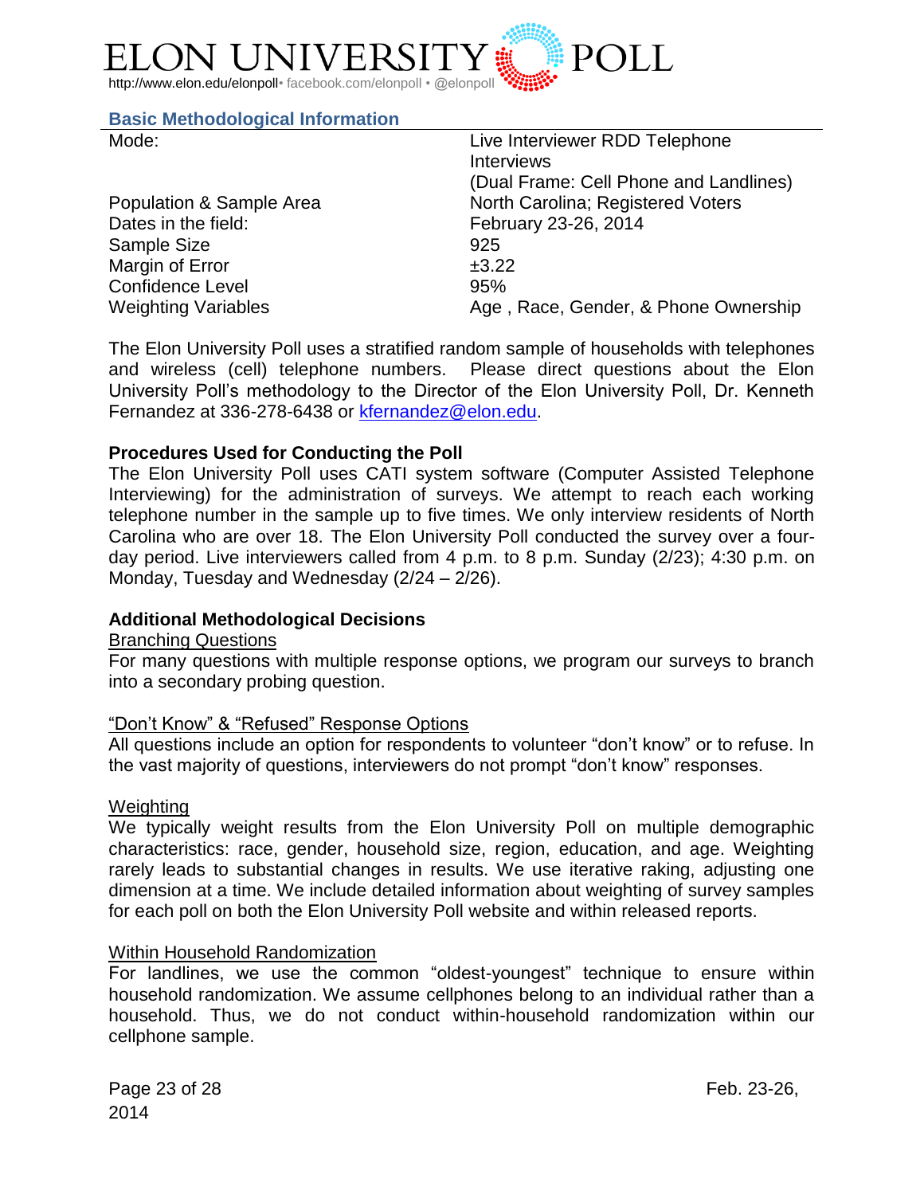## Basic Methodological Information

| | |
|---|---|
| Mode: | Live Interviewer RDD Telephone Interviews (Dual Frame: Cell Phone and Landlines) |
| Population & Sample Area | North Carolina; Registered Voters |
| Dates in the field: | February 23-26, 2014 |
| Sample Size | 925 |
| Margin of Error | ±3.22 |
| Confidence Level | 95% |
| Weighting Variables | Age , Race, Gender, & Phone Ownership |

The Elon University Poll uses a stratified random sample of households with telephones and wireless (cell) telephone numbers. Please direct questions about the Elon University Poll's methodology to the Director of the Elon University Poll, Dr. Kenneth Fernandez at 336-278-6438 or kfernandez@elon.edu.

### Procedures Used for Conducting the Poll

The Elon University Poll uses CATI system software (Computer Assisted Telephone Interviewing) for the administration of surveys. We attempt to reach each working telephone number in the sample up to five times. We only interview residents of North Carolina who are over 18. The Elon University Poll conducted the survey over a four-day period. Live interviewers called from 4 p.m. to 8 p.m. Sunday (2/23); 4:30 p.m. on Monday, Tuesday and Wednesday (2/24 – 2/26).

### Additional Methodological Decisions

Branching Questions

For many questions with multiple response options, we program our surveys to branch into a secondary probing question.

"Don't Know" & "Refused" Response Options

All questions include an option for respondents to volunteer "don't know" or to refuse. In the vast majority of questions, interviewers do not prompt "don't know" responses.

Weighting

We typically weight results from the Elon University Poll on multiple demographic characteristics: race, gender, household size, region, education, and age. Weighting rarely leads to substantial changes in results. We use iterative raking, adjusting one dimension at a time. We include detailed information about weighting of survey samples for each poll on both the Elon University Poll website and within released reports.

Within Household Randomization

For landlines, we use the common "oldest-youngest" technique to ensure within household randomization. We assume cellphones belong to an individual rather than a household. Thus, we do not conduct within-household randomization within our cellphone sample.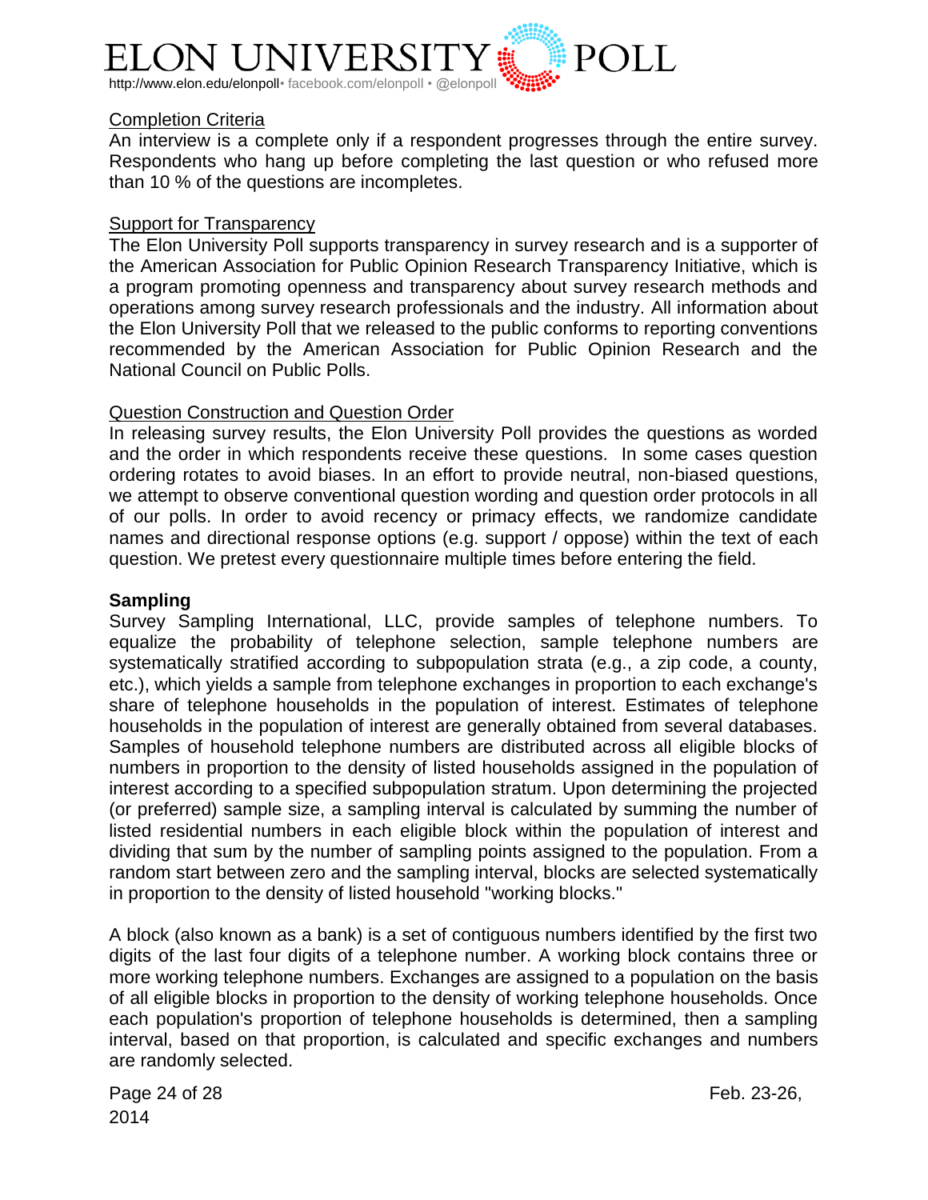Completion Criteria

An interview is a complete only if a respondent progresses through the entire survey. Respondents who hang up before completing the last question or who refused more than 10 % of the questions are incompletes.

Support for Transparency

The Elon University Poll supports transparency in survey research and is a supporter of the American Association for Public Opinion Research Transparency Initiative, which is a program promoting openness and transparency about survey research methods and operations among survey research professionals and the industry. All information about the Elon University Poll that we released to the public conforms to reporting conventions recommended by the American Association for Public Opinion Research and the National Council on Public Polls.

Question Construction and Question Order

In releasing survey results, the Elon University Poll provides the questions as worded and the order in which respondents receive these questions. In some cases question ordering rotates to avoid biases. In an effort to provide neutral, non-biased questions, we attempt to observe conventional question wording and question order protocols in all of our polls. In order to avoid recency or primacy effects, we randomize candidate names and directional response options (e.g. support / oppose) within the text of each question. We pretest every questionnaire multiple times before entering the field.

**Sampling**

Survey Sampling International, LLC, provide samples of telephone numbers. To equalize the probability of telephone selection, sample telephone numbers are systematically stratified according to subpopulation strata (e.g., a zip code, a county, etc.), which yields a sample from telephone exchanges in proportion to each exchange's share of telephone households in the population of interest. Estimates of telephone households in the population of interest are generally obtained from several databases. Samples of household telephone numbers are distributed across all eligible blocks of numbers in proportion to the density of listed households assigned in the population of interest according to a specified subpopulation stratum. Upon determining the projected (or preferred) sample size, a sampling interval is calculated by summing the number of listed residential numbers in each eligible block within the population of interest and dividing that sum by the number of sampling points assigned to the population. From a random start between zero and the sampling interval, blocks are selected systematically in proportion to the density of listed household "working blocks."

A block (also known as a bank) is a set of contiguous numbers identified by the first two digits of the last four digits of a telephone number. A working block contains three or more working telephone numbers. Exchanges are assigned to a population on the basis of all eligible blocks in proportion to the density of working telephone households. Once each population's proportion of telephone households is determined, then a sampling interval, based on that proportion, is calculated and specific exchanges and numbers are randomly selected.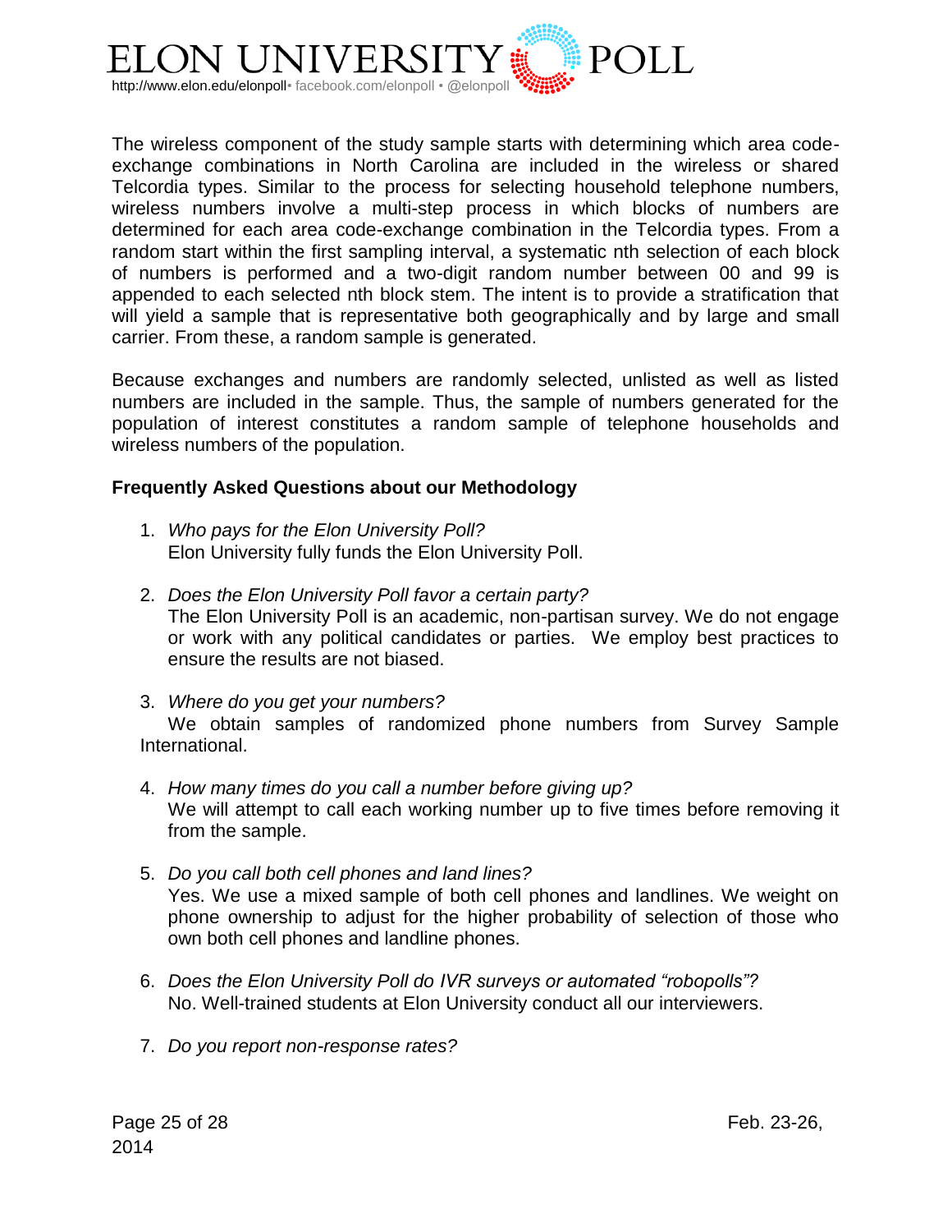The wireless component of the study sample starts with determining which area code-exchange combinations in North Carolina are included in the wireless or shared Telcordia types. Similar to the process for selecting household telephone numbers, wireless numbers involve a multi-step process in which blocks of numbers are determined for each area code-exchange combination in the Telcordia types. From a random start within the first sampling interval, a systematic nth selection of each block of numbers is performed and a two-digit random number between 00 and 99 is appended to each selected nth block stem. The intent is to provide a stratification that will yield a sample that is representative both geographically and by large and small carrier. From these, a random sample is generated.

Because exchanges and numbers are randomly selected, unlisted as well as listed numbers are included in the sample. Thus, the sample of numbers generated for the population of interest constitutes a random sample of telephone households and wireless numbers of the population.

**Frequently Asked Questions about our Methodology**

1. *Who pays for the Elon University Poll?*
   Elon University fully funds the Elon University Poll.

2. *Does the Elon University Poll favor a certain party?*
   The Elon University Poll is an academic, non-partisan survey. We do not engage or work with any political candidates or parties. We employ best practices to ensure the results are not biased.

3. *Where do you get your numbers?*
   We obtain samples of randomized phone numbers from Survey Sample International.

4. *How many times do you call a number before giving up?*
   We will attempt to call each working number up to five times before removing it from the sample.

5. *Do you call both cell phones and land lines?*
   Yes. We use a mixed sample of both cell phones and landlines. We weight on phone ownership to adjust for the higher probability of selection of those who own both cell phones and landline phones.

6. *Does the Elon University Poll do IVR surveys or automated "robopolls"?*
   No. Well-trained students at Elon University conduct all our interviewers.

7. *Do you report non-response rates?*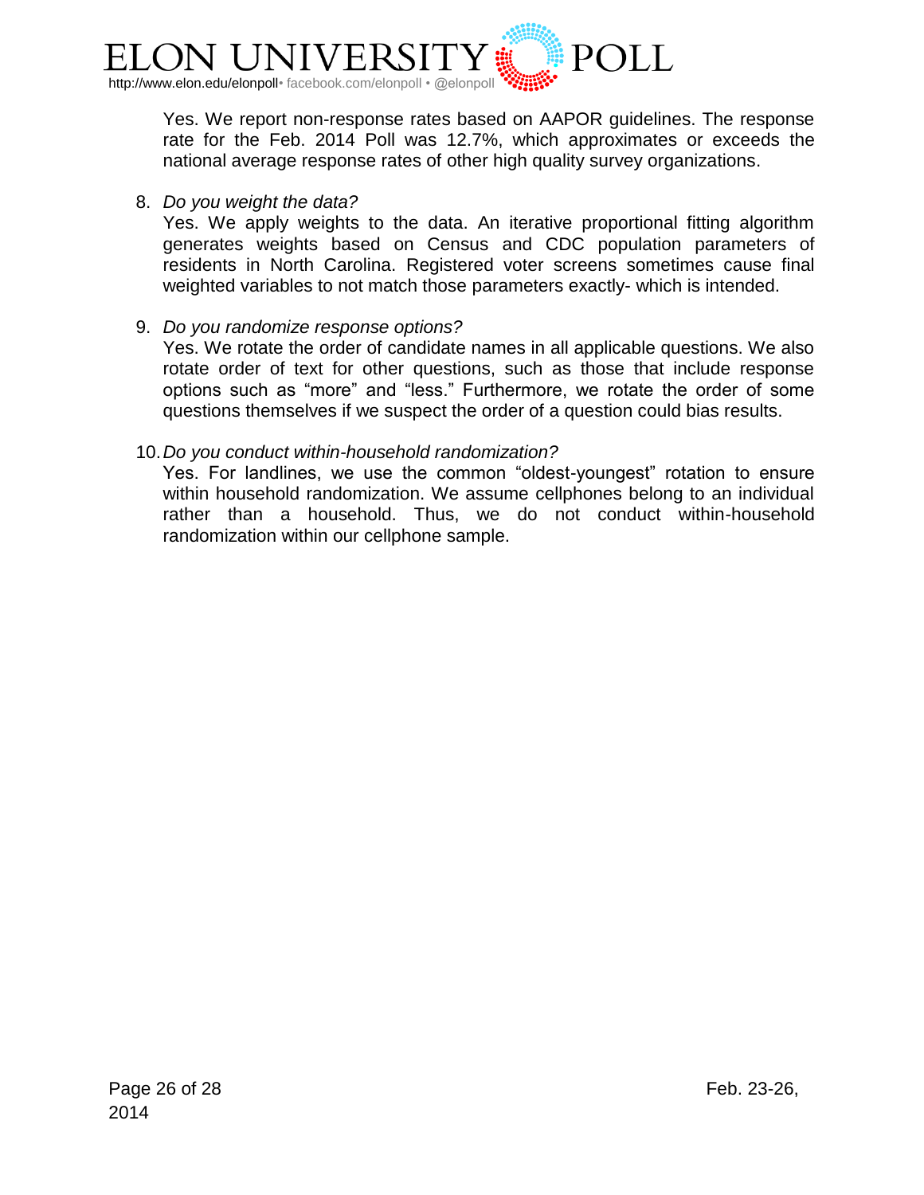Yes. We report non-response rates based on AAPOR guidelines. The response rate for the Feb. 2014 Poll was 12.7%, which approximates or exceeds the national average response rates of other high quality survey organizations.

8. *Do you weight the data?*
   Yes. We apply weights to the data. An iterative proportional fitting algorithm generates weights based on Census and CDC population parameters of residents in North Carolina. Registered voter screens sometimes cause final weighted variables to not match those parameters exactly- which is intended.

9. *Do you randomize response options?*
   Yes. We rotate the order of candidate names in all applicable questions. We also rotate order of text for other questions, such as those that include response options such as "more" and "less." Furthermore, we rotate the order of some questions themselves if we suspect the order of a question could bias results.

10. *Do you conduct within-household randomization?*
    Yes. For landlines, we use the common "oldest-youngest" rotation to ensure within household randomization. We assume cellphones belong to an individual rather than a household. Thus, we do not conduct within-household randomization within our cellphone sample.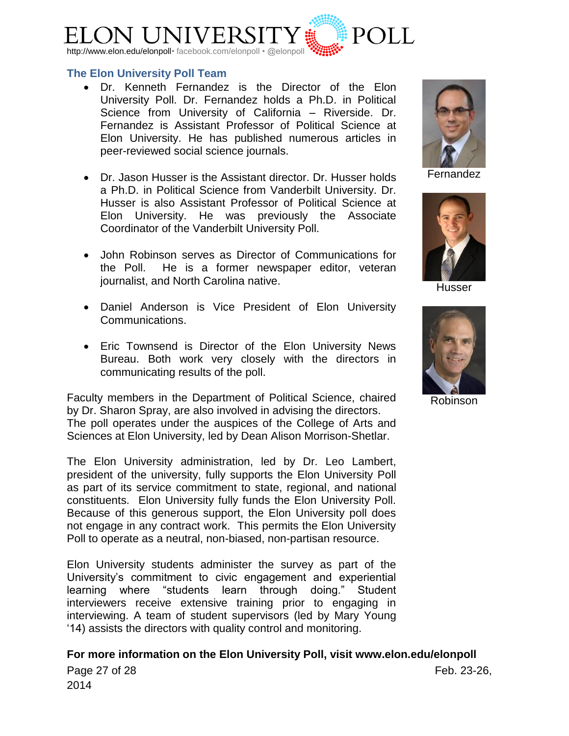## The Elon University Poll Team

- Dr. Kenneth Fernandez is the Director of the Elon University Poll. Dr. Fernandez holds a Ph.D. in Political Science from University of California – Riverside. Dr. Fernandez is Assistant Professor of Political Science at Elon University. He has published numerous articles in peer-reviewed social science journals.

- Dr. Jason Husser is the Assistant director. Dr. Husser holds a Ph.D. in Political Science from Vanderbilt University. Dr. Husser is also Assistant Professor of Political Science at Elon University. He was previously the Associate Coordinator of the Vanderbilt University Poll.

- John Robinson serves as Director of Communications for the Poll. He is a former newspaper editor, veteran journalist, and North Carolina native.

- Daniel Anderson is Vice President of Elon University Communications.

- Eric Townsend is Director of the Elon University News Bureau. Both work very closely with the directors in communicating results of the poll.

Fernandez

Husser

Robinson

Faculty members in the Department of Political Science, chaired by Dr. Sharon Spray, are also involved in advising the directors. The poll operates under the auspices of the College of Arts and Sciences at Elon University, led by Dean Alison Morrison-Shetlar.

The Elon University administration, led by Dr. Leo Lambert, president of the university, fully supports the Elon University Poll as part of its service commitment to state, regional, and national constituents. Elon University fully funds the Elon University Poll. Because of this generous support, the Elon University poll does not engage in any contract work. This permits the Elon University Poll to operate as a neutral, non-biased, non-partisan resource.

Elon University students administer the survey as part of the University's commitment to civic engagement and experiential learning where "students learn through doing." Student interviewers receive extensive training prior to engaging in interviewing. A team of student supervisors (led by Mary Young '14) assists the directors with quality control and monitoring.

**For more information on the Elon University Poll, visit www.elon.edu/elonpoll**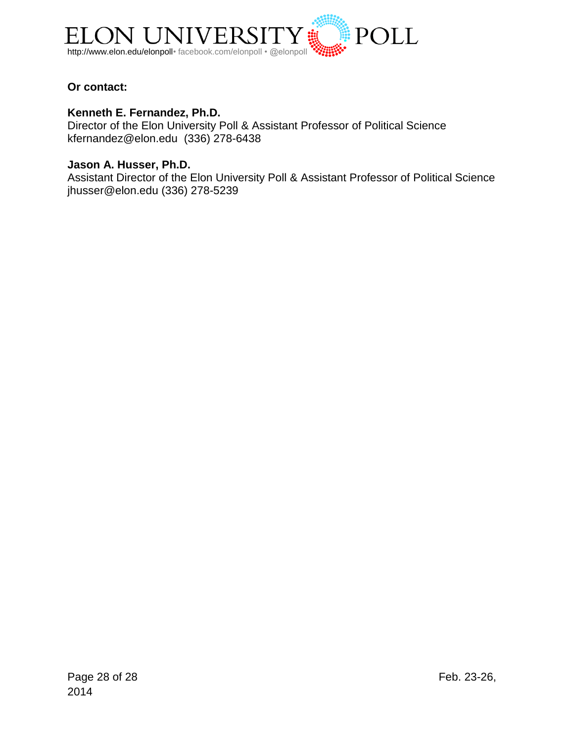**Or contact:**

**Kenneth E. Fernandez, Ph.D.**
Director of the Elon University Poll & Assistant Professor of Political Science
kfernandez@elon.edu (336) 278-6438

**Jason A. Husser, Ph.D.**
Assistant Director of the Elon University Poll & Assistant Professor of Political Science
jhusser@elon.edu (336) 278-5239